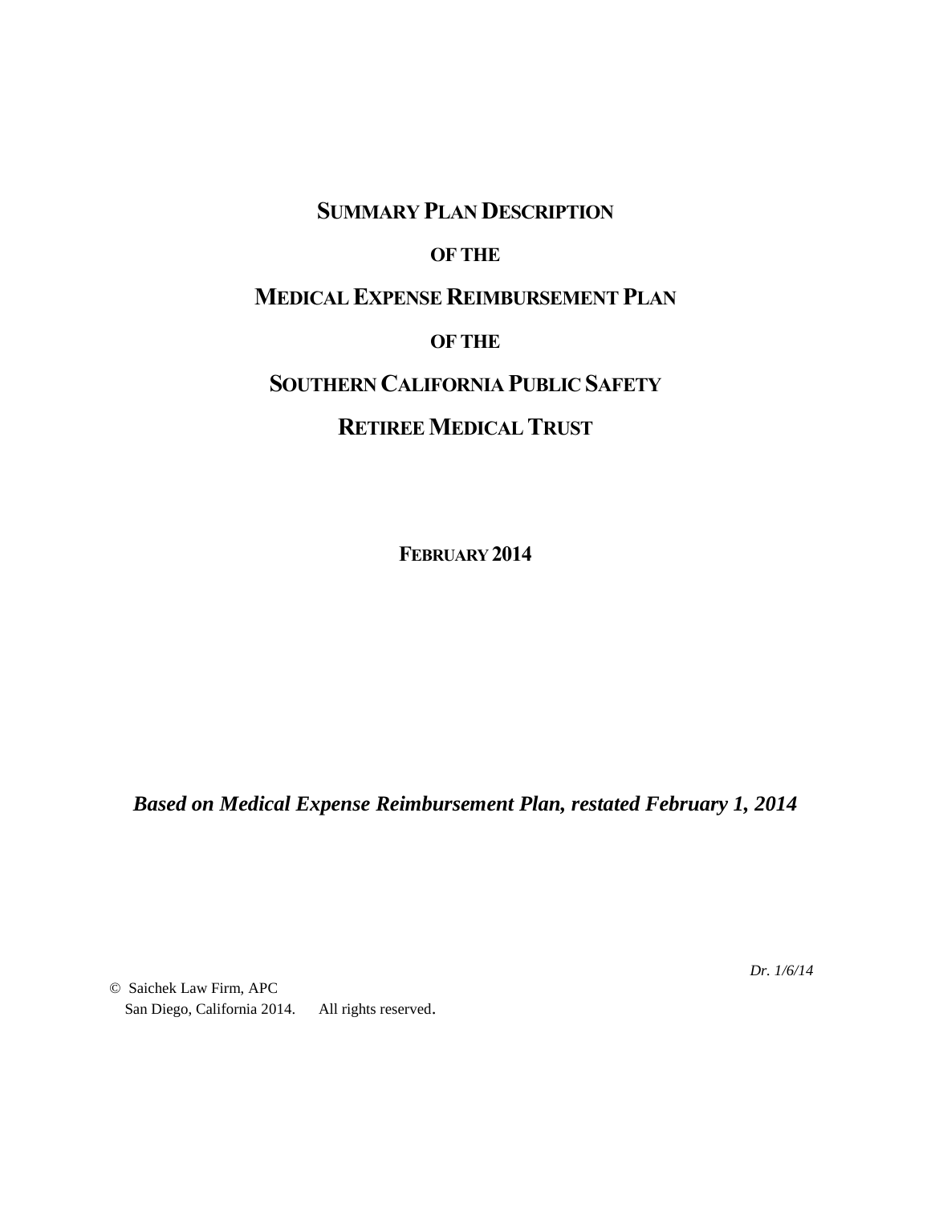# SUMMARY PLAN DESCRIPTION

# OF THE

# MEDICAL EXPENSE REIMBURSEMENT PLAN

# OF THE

# SOUTHERN CALIFORNIA PUBLIC SAFETY

# RETIREE MEDICAL TRUST

**FEBRUARY 2014**

***Based on Medical Expense Reimbursement Plan, restated February 1, 2014***

*Dr. 1/6/14*

© Saichek Law Firm, APC
San Diego, California 2014. All rights reserved.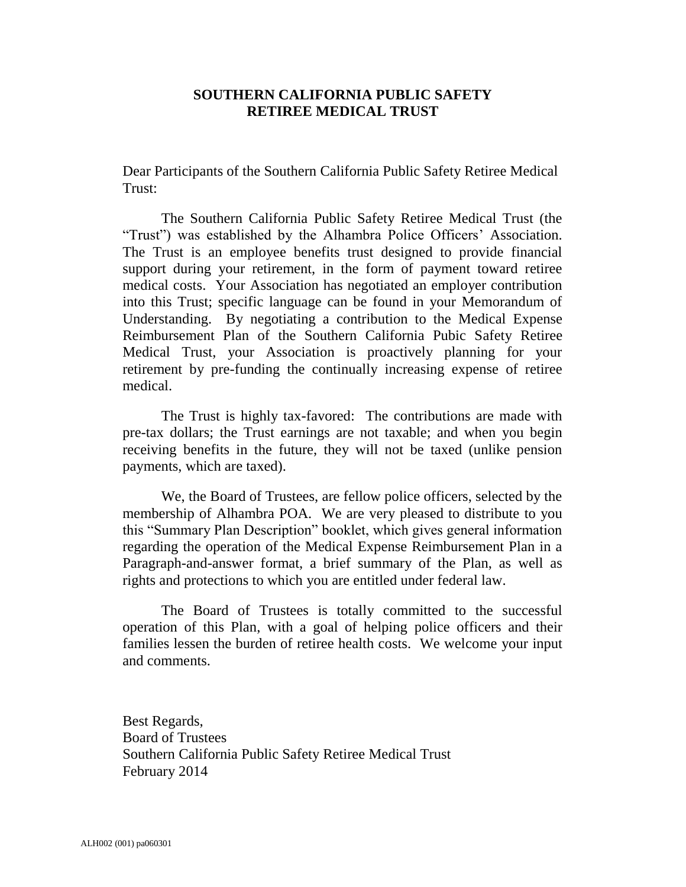# SOUTHERN CALIFORNIA PUBLIC SAFETY RETIREE MEDICAL TRUST

Dear Participants of the Southern California Public Safety Retiree Medical Trust:

The Southern California Public Safety Retiree Medical Trust (the "Trust") was established by the Alhambra Police Officers' Association. The Trust is an employee benefits trust designed to provide financial support during your retirement, in the form of payment toward retiree medical costs. Your Association has negotiated an employer contribution into this Trust; specific language can be found in your Memorandum of Understanding. By negotiating a contribution to the Medical Expense Reimbursement Plan of the Southern California Pubic Safety Retiree Medical Trust, your Association is proactively planning for your retirement by pre-funding the continually increasing expense of retiree medical.

The Trust is highly tax-favored: The contributions are made with pre-tax dollars; the Trust earnings are not taxable; and when you begin receiving benefits in the future, they will not be taxed (unlike pension payments, which are taxed).

We, the Board of Trustees, are fellow police officers, selected by the membership of Alhambra POA. We are very pleased to distribute to you this "Summary Plan Description" booklet, which gives general information regarding the operation of the Medical Expense Reimbursement Plan in a Paragraph-and-answer format, a brief summary of the Plan, as well as rights and protections to which you are entitled under federal law.

The Board of Trustees is totally committed to the successful operation of this Plan, with a goal of helping police officers and their families lessen the burden of retiree health costs. We welcome your input and comments.

Best Regards,
Board of Trustees
Southern California Public Safety Retiree Medical Trust
February 2014

ALH002 (001) pa060301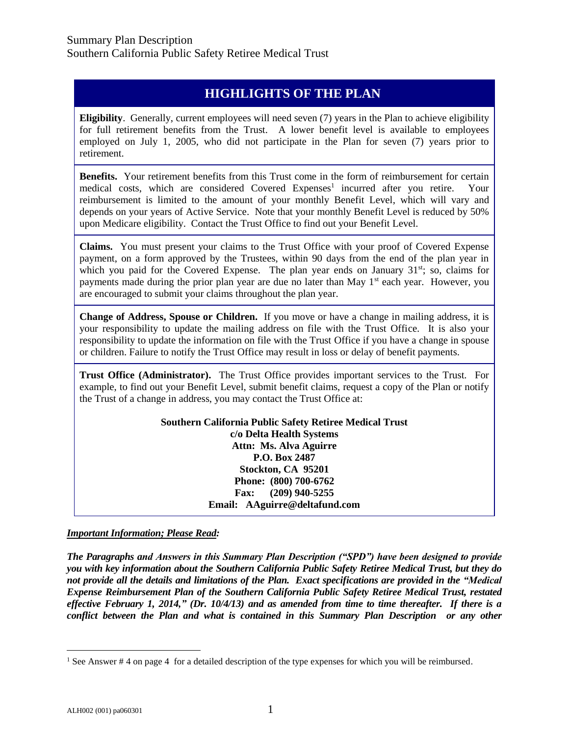## HIGHLIGHTS OF THE PLAN

**Eligibility**. Generally, current employees will need seven (7) years in the Plan to achieve eligibility for full retirement benefits from the Trust. A lower benefit level is available to employees employed on July 1, 2005, who did not participate in the Plan for seven (7) years prior to retirement.

**Benefits.** Your retirement benefits from this Trust come in the form of reimbursement for certain medical costs, which are considered Covered Expenses[1] incurred after you retire. Your reimbursement is limited to the amount of your monthly Benefit Level, which will vary and depends on your years of Active Service. Note that your monthly Benefit Level is reduced by 50% upon Medicare eligibility. Contact the Trust Office to find out your Benefit Level.

**Claims.** You must present your claims to the Trust Office with your proof of Covered Expense payment, on a form approved by the Trustees, within 90 days from the end of the plan year in which you paid for the Covered Expense. The plan year ends on January 31st; so, claims for payments made during the prior plan year are due no later than May 1st each year. However, you are encouraged to submit your claims throughout the plan year.

**Change of Address, Spouse or Children.** If you move or have a change in mailing address, it is your responsibility to update the mailing address on file with the Trust Office. It is also your responsibility to update the information on file with the Trust Office if you have a change in spouse or children. Failure to notify the Trust Office may result in loss or delay of benefit payments.

**Trust Office (Administrator).** The Trust Office provides important services to the Trust. For example, to find out your Benefit Level, submit benefit claims, request a copy of the Plan or notify the Trust of a change in address, you may contact the Trust Office at:

**Southern California Public Safety Retiree Medical Trust**
**c/o Delta Health Systems**
**Attn: Ms. Alva Aguirre**
**P.O. Box 2487**
**Stockton, CA 95201**
**Phone: (800) 700-6762**
**Fax: (209) 940-5255**
**Email: AAguirre@deltafund.com**

***Important Information; Please Read:***

***The Paragraphs and Answers in this Summary Plan Description ("SPD") have been designed to provide you with key information about the Southern California Public Safety Retiree Medical Trust, but they do not provide all the details and limitations of the Plan. Exact specifications are provided in the "Medical Expense Reimbursement Plan of the Southern California Public Safety Retiree Medical Trust, restated effective February 1, 2014," (Dr. 10/4/13) and as amended from time to time thereafter. If there is a conflict between the Plan and what is contained in this Summary Plan Description or any other***

[1] See Answer # 4 on page 4 for a detailed description of the type expenses for which you will be reimbursed.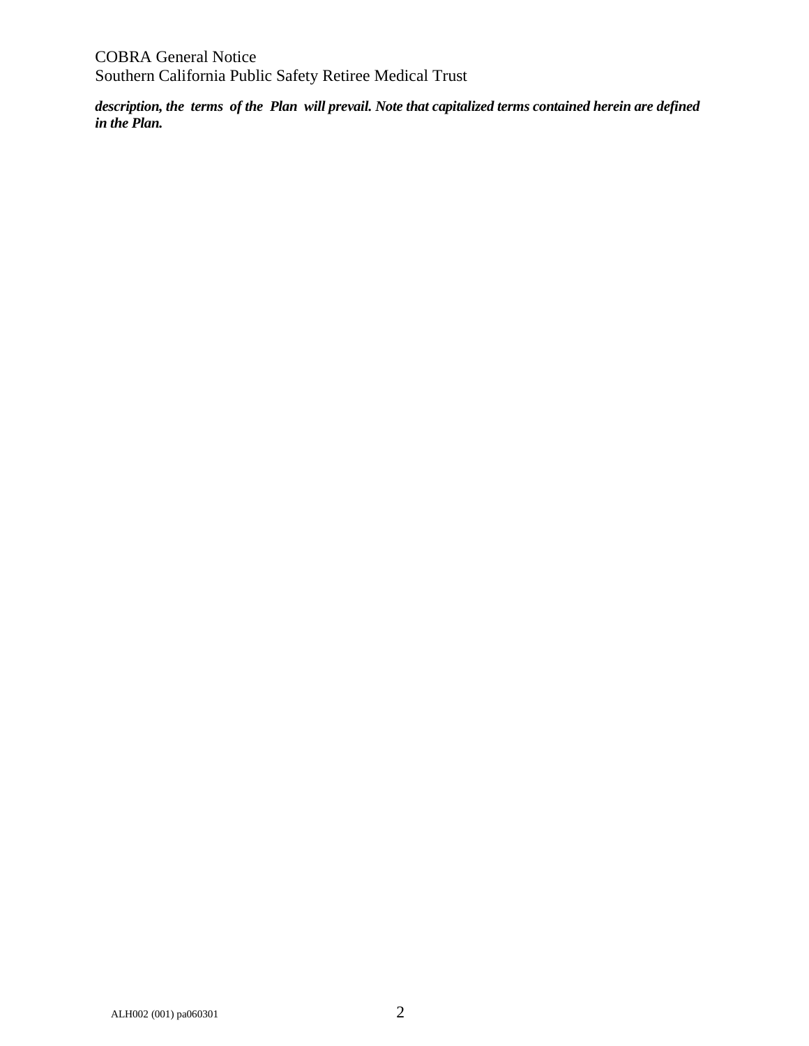***description, the terms of the Plan will prevail. Note that capitalized terms contained herein are defined in the Plan.***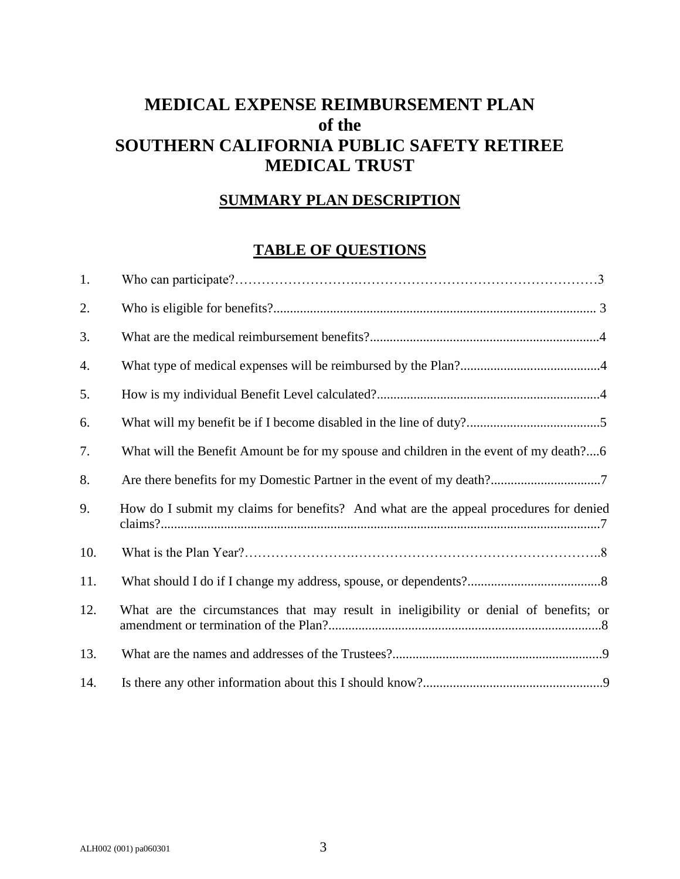# MEDICAL EXPENSE REIMBURSEMENT PLAN of the SOUTHERN CALIFORNIA PUBLIC SAFETY RETIREE MEDICAL TRUST

## SUMMARY PLAN DESCRIPTION

## TABLE OF QUESTIONS

| | | |
|---|---|---|
| 1. | Who can participate? | 3 |
| 2. | Who is eligible for benefits? | 3 |
| 3. | What are the medical reimbursement benefits? | 4 |
| 4. | What type of medical expenses will be reimbursed by the Plan? | 4 |
| 5. | How is my individual Benefit Level calculated? | 4 |
| 6. | What will my benefit be if I become disabled in the line of duty? | 5 |
| 7. | What will the Benefit Amount be for my spouse and children in the event of my death? | 6 |
| 8. | Are there benefits for my Domestic Partner in the event of my death? | 7 |
| 9. | How do I submit my claims for benefits? And what are the appeal procedures for denied claims? | 7 |
| 10. | What is the Plan Year? | 8 |
| 11. | What should I do if I change my address, spouse, or dependents? | 8 |
| 12. | What are the circumstances that may result in ineligibility or denial of benefits; or amendment or termination of the Plan? | 8 |
| 13. | What are the names and addresses of the Trustees? | 9 |
| 14. | Is there any other information about this I should know? | 9 |

ALH002 (001) pa060301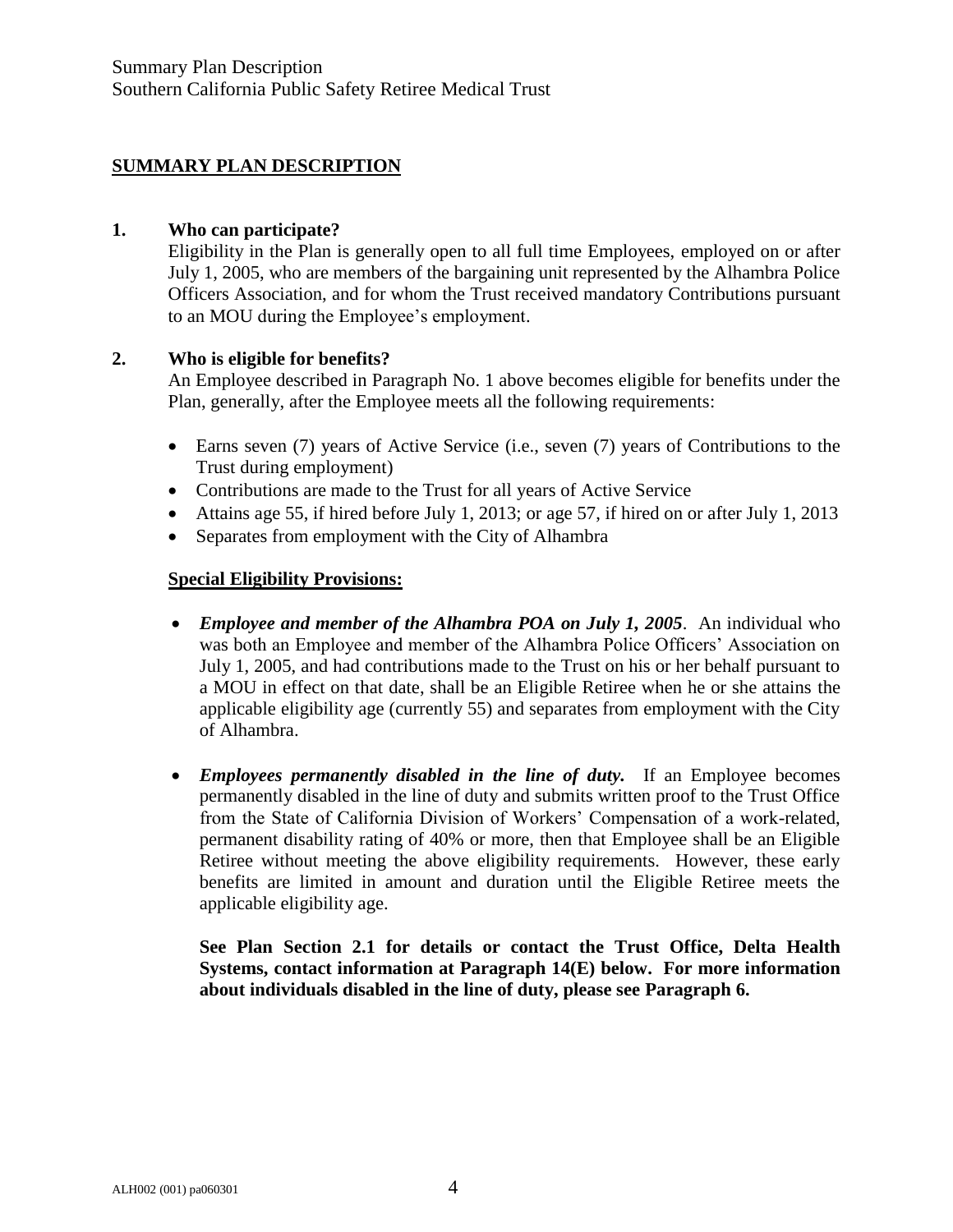## SUMMARY PLAN DESCRIPTION

**1. Who can participate?**

Eligibility in the Plan is generally open to all full time Employees, employed on or after July 1, 2005, who are members of the bargaining unit represented by the Alhambra Police Officers Association, and for whom the Trust received mandatory Contributions pursuant to an MOU during the Employee's employment.

**2. Who is eligible for benefits?**

An Employee described in Paragraph No. 1 above becomes eligible for benefits under the Plan, generally, after the Employee meets all the following requirements:

- Earns seven (7) years of Active Service (i.e., seven (7) years of Contributions to the Trust during employment)
- Contributions are made to the Trust for all years of Active Service
- Attains age 55, if hired before July 1, 2013; or age 57, if hired on or after July 1, 2013
- Separates from employment with the City of Alhambra

**Special Eligibility Provisions:**

- ***Employee and member of the Alhambra POA on July 1, 2005***. An individual who was both an Employee and member of the Alhambra Police Officers' Association on July 1, 2005, and had contributions made to the Trust on his or her behalf pursuant to a MOU in effect on that date, shall be an Eligible Retiree when he or she attains the applicable eligibility age (currently 55) and separates from employment with the City of Alhambra.

- ***Employees permanently disabled in the line of duty.*** If an Employee becomes permanently disabled in the line of duty and submits written proof to the Trust Office from the State of California Division of Workers' Compensation of a work-related, permanent disability rating of 40% or more, then that Employee shall be an Eligible Retiree without meeting the above eligibility requirements. However, these early benefits are limited in amount and duration until the Eligible Retiree meets the applicable eligibility age.

  **See Plan Section 2.1 for details or contact the Trust Office, Delta Health Systems, contact information at Paragraph 14(E) below. For more information about individuals disabled in the line of duty, please see Paragraph 6.**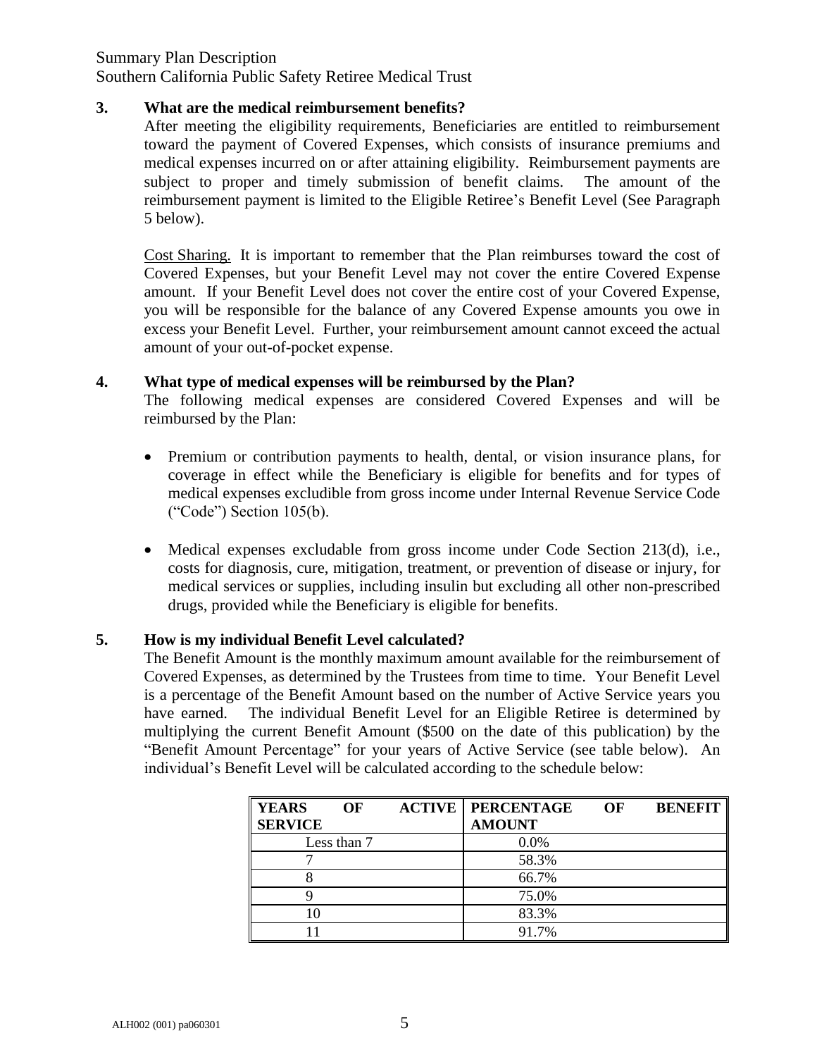**3. What are the medical reimbursement benefits?**

After meeting the eligibility requirements, Beneficiaries are entitled to reimbursement toward the payment of Covered Expenses, which consists of insurance premiums and medical expenses incurred on or after attaining eligibility. Reimbursement payments are subject to proper and timely submission of benefit claims. The amount of the reimbursement payment is limited to the Eligible Retiree's Benefit Level (See Paragraph 5 below).

Cost Sharing. It is important to remember that the Plan reimburses toward the cost of Covered Expenses, but your Benefit Level may not cover the entire Covered Expense amount. If your Benefit Level does not cover the entire cost of your Covered Expense, you will be responsible for the balance of any Covered Expense amounts you owe in excess your Benefit Level. Further, your reimbursement amount cannot exceed the actual amount of your out-of-pocket expense.

**4. What type of medical expenses will be reimbursed by the Plan?**

The following medical expenses are considered Covered Expenses and will be reimbursed by the Plan:

- Premium or contribution payments to health, dental, or vision insurance plans, for coverage in effect while the Beneficiary is eligible for benefits and for types of medical expenses excludible from gross income under Internal Revenue Service Code ("Code") Section 105(b).
- Medical expenses excludable from gross income under Code Section 213(d), i.e., costs for diagnosis, cure, mitigation, treatment, or prevention of disease or injury, for medical services or supplies, including insulin but excluding all other non-prescribed drugs, provided while the Beneficiary is eligible for benefits.

**5. How is my individual Benefit Level calculated?**

The Benefit Amount is the monthly maximum amount available for the reimbursement of Covered Expenses, as determined by the Trustees from time to time. Your Benefit Level is a percentage of the Benefit Amount based on the number of Active Service years you have earned. The individual Benefit Level for an Eligible Retiree is determined by multiplying the current Benefit Amount ($500 on the date of this publication) by the "Benefit Amount Percentage" for your years of Active Service (see table below). An individual's Benefit Level will be calculated according to the schedule below:

| YEARS OF ACTIVE SERVICE | PERCENTAGE OF BENEFIT AMOUNT |
|---|---|
| Less than 7 | 0.0% |
| 7 | 58.3% |
| 8 | 66.7% |
| 9 | 75.0% |
| 10 | 83.3% |
| 11 | 91.7% |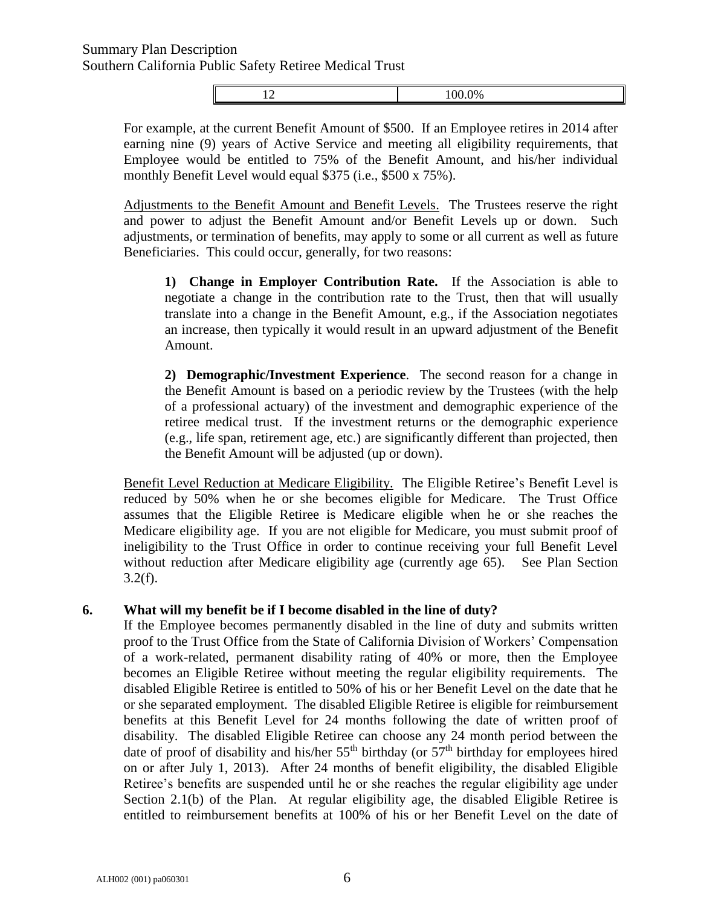| 12 | 100.0% |
|---|---|

For example, at the current Benefit Amount of $500. If an Employee retires in 2014 after earning nine (9) years of Active Service and meeting all eligibility requirements, that Employee would be entitled to 75% of the Benefit Amount, and his/her individual monthly Benefit Level would equal $375 (i.e., $500 x 75%).

Adjustments to the Benefit Amount and Benefit Levels. The Trustees reserve the right and power to adjust the Benefit Amount and/or Benefit Levels up or down. Such adjustments, or termination of benefits, may apply to some or all current as well as future Beneficiaries. This could occur, generally, for two reasons:

> **1) Change in Employer Contribution Rate.** If the Association is able to negotiate a change in the contribution rate to the Trust, then that will usually translate into a change in the Benefit Amount, e.g., if the Association negotiates an increase, then typically it would result in an upward adjustment of the Benefit Amount.
>
> **2) Demographic/Investment Experience**. The second reason for a change in the Benefit Amount is based on a periodic review by the Trustees (with the help of a professional actuary) of the investment and demographic experience of the retiree medical trust. If the investment returns or the demographic experience (e.g., life span, retirement age, etc.) are significantly different than projected, then the Benefit Amount will be adjusted (up or down).

Benefit Level Reduction at Medicare Eligibility. The Eligible Retiree's Benefit Level is reduced by 50% when he or she becomes eligible for Medicare. The Trust Office assumes that the Eligible Retiree is Medicare eligible when he or she reaches the Medicare eligibility age. If you are not eligible for Medicare, you must submit proof of ineligibility to the Trust Office in order to continue receiving your full Benefit Level without reduction after Medicare eligibility age (currently age 65). See Plan Section 3.2(f).

**6. What will my benefit be if I become disabled in the line of duty?**

If the Employee becomes permanently disabled in the line of duty and submits written proof to the Trust Office from the State of California Division of Workers' Compensation of a work-related, permanent disability rating of 40% or more, then the Employee becomes an Eligible Retiree without meeting the regular eligibility requirements. The disabled Eligible Retiree is entitled to 50% of his or her Benefit Level on the date that he or she separated employment. The disabled Eligible Retiree is eligible for reimbursement benefits at this Benefit Level for 24 months following the date of written proof of disability. The disabled Eligible Retiree can choose any 24 month period between the date of proof of disability and his/her 55th birthday (or 57th birthday for employees hired on or after July 1, 2013). After 24 months of benefit eligibility, the disabled Eligible Retiree's benefits are suspended until he or she reaches the regular eligibility age under Section 2.1(b) of the Plan. At regular eligibility age, the disabled Eligible Retiree is entitled to reimbursement benefits at 100% of his or her Benefit Level on the date of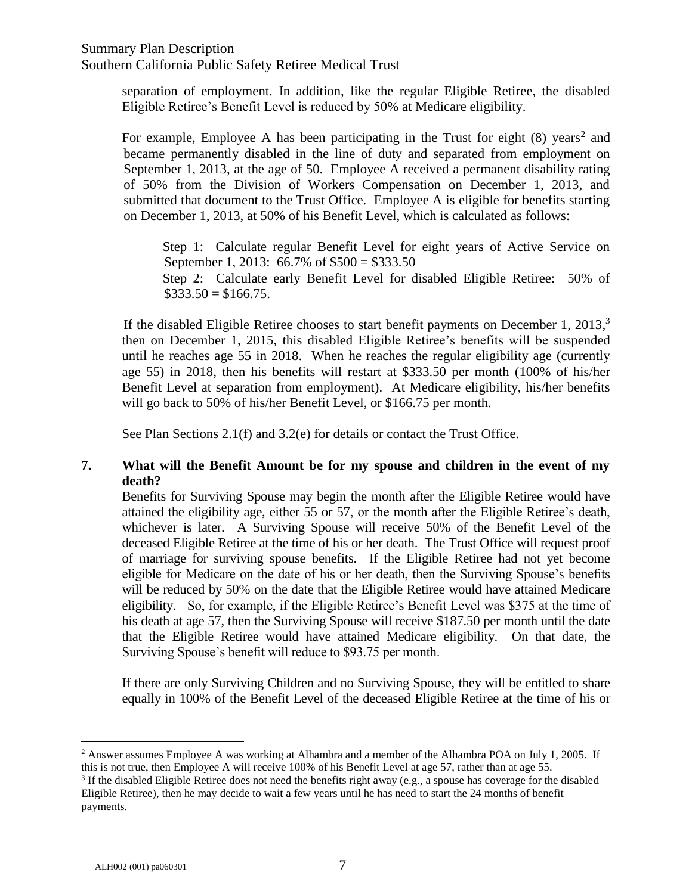separation of employment. In addition, like the regular Eligible Retiree, the disabled Eligible Retiree's Benefit Level is reduced by 50% at Medicare eligibility.

For example, Employee A has been participating in the Trust for eight (8) years[2] and became permanently disabled in the line of duty and separated from employment on September 1, 2013, at the age of 50. Employee A received a permanent disability rating of 50% from the Division of Workers Compensation on December 1, 2013, and submitted that document to the Trust Office. Employee A is eligible for benefits starting on December 1, 2013, at 50% of his Benefit Level, which is calculated as follows:

> Step 1: Calculate regular Benefit Level for eight years of Active Service on September 1, 2013: 66.7% of $500 = $333.50
>
> Step 2: Calculate early Benefit Level for disabled Eligible Retiree: 50% of $333.50 = $166.75.

If the disabled Eligible Retiree chooses to start benefit payments on December 1, 2013,[3] then on December 1, 2015, this disabled Eligible Retiree's benefits will be suspended until he reaches age 55 in 2018. When he reaches the regular eligibility age (currently age 55) in 2018, then his benefits will restart at $333.50 per month (100% of his/her Benefit Level at separation from employment). At Medicare eligibility, his/her benefits will go back to 50% of his/her Benefit Level, or $166.75 per month.

See Plan Sections 2.1(f) and 3.2(e) for details or contact the Trust Office.

**7. What will the Benefit Amount be for my spouse and children in the event of my death?**

Benefits for Surviving Spouse may begin the month after the Eligible Retiree would have attained the eligibility age, either 55 or 57, or the month after the Eligible Retiree's death, whichever is later. A Surviving Spouse will receive 50% of the Benefit Level of the deceased Eligible Retiree at the time of his or her death. The Trust Office will request proof of marriage for surviving spouse benefits. If the Eligible Retiree had not yet become eligible for Medicare on the date of his or her death, then the Surviving Spouse's benefits will be reduced by 50% on the date that the Eligible Retiree would have attained Medicare eligibility. So, for example, if the Eligible Retiree's Benefit Level was $375 at the time of his death at age 57, then the Surviving Spouse will receive $187.50 per month until the date that the Eligible Retiree would have attained Medicare eligibility. On that date, the Surviving Spouse's benefit will reduce to $93.75 per month.

If there are only Surviving Children and no Surviving Spouse, they will be entitled to share equally in 100% of the Benefit Level of the deceased Eligible Retiree at the time of his or

---

[2] Answer assumes Employee A was working at Alhambra and a member of the Alhambra POA on July 1, 2005. If this is not true, then Employee A will receive 100% of his Benefit Level at age 57, rather than at age 55.

[3] If the disabled Eligible Retiree does not need the benefits right away (e.g., a spouse has coverage for the disabled Eligible Retiree), then he may decide to wait a few years until he has need to start the 24 months of benefit payments.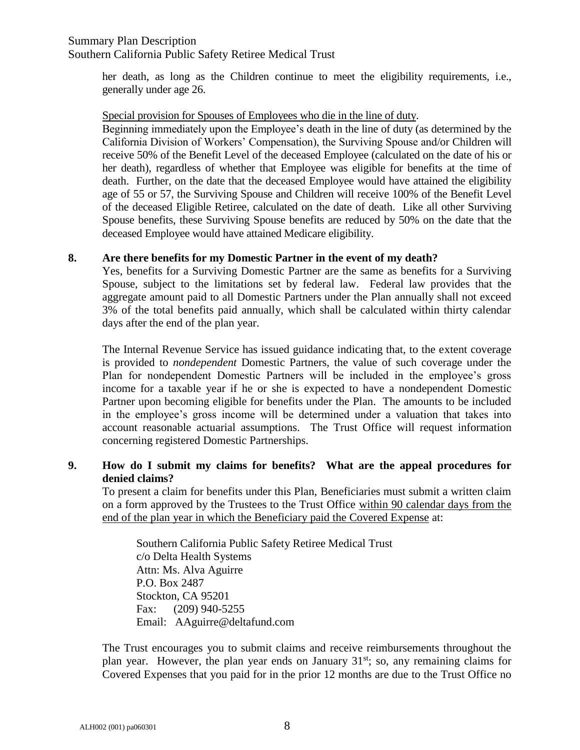her death, as long as the Children continue to meet the eligibility requirements, i.e., generally under age 26.

Special provision for Spouses of Employees who die in the line of duty.

Beginning immediately upon the Employee's death in the line of duty (as determined by the California Division of Workers' Compensation), the Surviving Spouse and/or Children will receive 50% of the Benefit Level of the deceased Employee (calculated on the date of his or her death), regardless of whether that Employee was eligible for benefits at the time of death. Further, on the date that the deceased Employee would have attained the eligibility age of 55 or 57, the Surviving Spouse and Children will receive 100% of the Benefit Level of the deceased Eligible Retiree, calculated on the date of death. Like all other Surviving Spouse benefits, these Surviving Spouse benefits are reduced by 50% on the date that the deceased Employee would have attained Medicare eligibility.

**8. Are there benefits for my Domestic Partner in the event of my death?**

Yes, benefits for a Surviving Domestic Partner are the same as benefits for a Surviving Spouse, subject to the limitations set by federal law. Federal law provides that the aggregate amount paid to all Domestic Partners under the Plan annually shall not exceed 3% of the total benefits paid annually, which shall be calculated within thirty calendar days after the end of the plan year.

The Internal Revenue Service has issued guidance indicating that, to the extent coverage is provided to *nondependent* Domestic Partners, the value of such coverage under the Plan for nondependent Domestic Partners will be included in the employee's gross income for a taxable year if he or she is expected to have a nondependent Domestic Partner upon becoming eligible for benefits under the Plan. The amounts to be included in the employee's gross income will be determined under a valuation that takes into account reasonable actuarial assumptions. The Trust Office will request information concerning registered Domestic Partnerships.

**9. How do I submit my claims for benefits? What are the appeal procedures for denied claims?**

To present a claim for benefits under this Plan, Beneficiaries must submit a written claim on a form approved by the Trustees to the Trust Office within 90 calendar days from the end of the plan year in which the Beneficiary paid the Covered Expense at:

Southern California Public Safety Retiree Medical Trust
c/o Delta Health Systems
Attn: Ms. Alva Aguirre
P.O. Box 2487
Stockton, CA 95201
Fax: (209) 940-5255
Email: AAguirre@deltafund.com

The Trust encourages you to submit claims and receive reimbursements throughout the plan year. However, the plan year ends on January 31st; so, any remaining claims for Covered Expenses that you paid for in the prior 12 months are due to the Trust Office no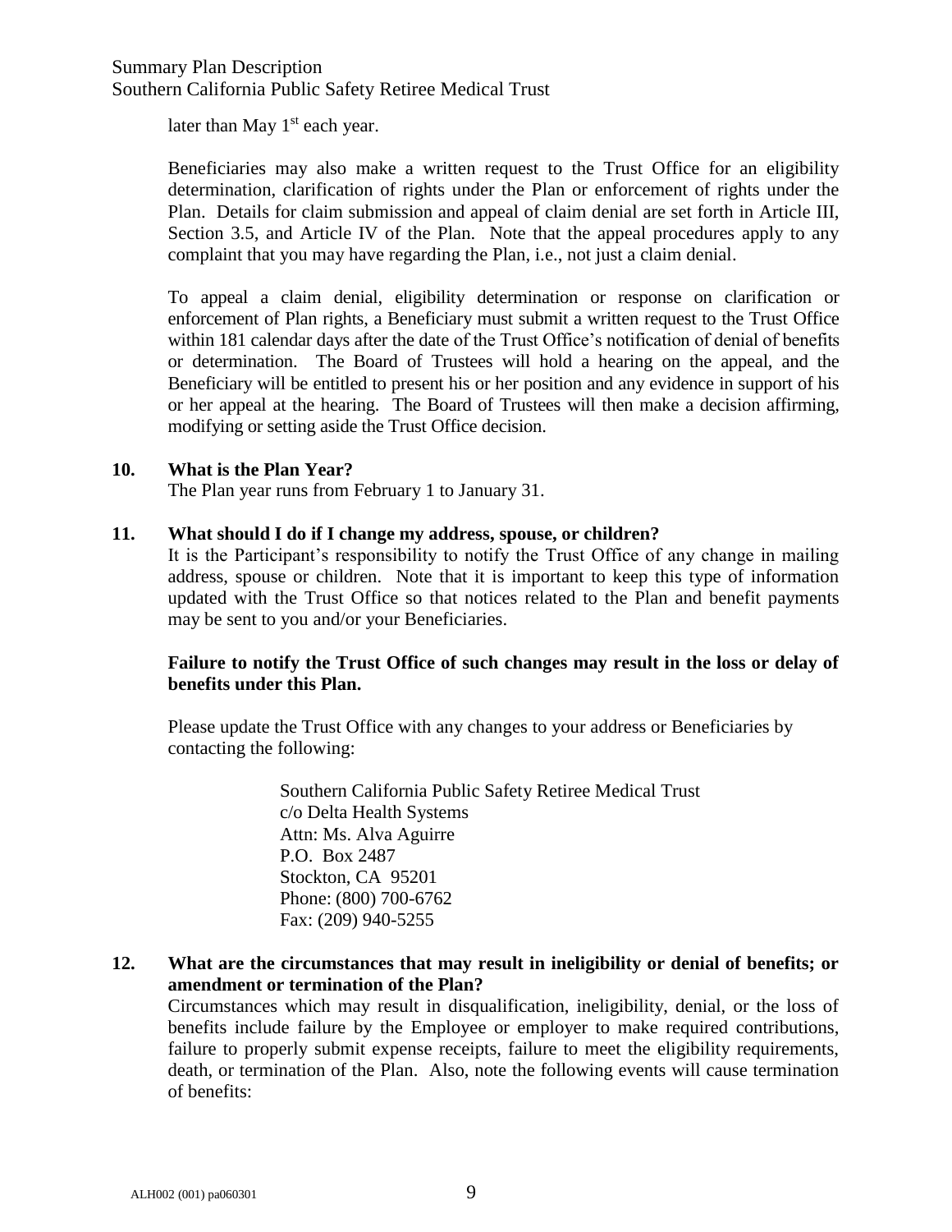later than May 1st each year.

Beneficiaries may also make a written request to the Trust Office for an eligibility determination, clarification of rights under the Plan or enforcement of rights under the Plan. Details for claim submission and appeal of claim denial are set forth in Article III, Section 3.5, and Article IV of the Plan. Note that the appeal procedures apply to any complaint that you may have regarding the Plan, i.e., not just a claim denial.

To appeal a claim denial, eligibility determination or response on clarification or enforcement of Plan rights, a Beneficiary must submit a written request to the Trust Office within 181 calendar days after the date of the Trust Office's notification of denial of benefits or determination. The Board of Trustees will hold a hearing on the appeal, and the Beneficiary will be entitled to present his or her position and any evidence in support of his or her appeal at the hearing. The Board of Trustees will then make a decision affirming, modifying or setting aside the Trust Office decision.

**10. What is the Plan Year?**

The Plan year runs from February 1 to January 31.

**11. What should I do if I change my address, spouse, or children?**

It is the Participant's responsibility to notify the Trust Office of any change in mailing address, spouse or children. Note that it is important to keep this type of information updated with the Trust Office so that notices related to the Plan and benefit payments may be sent to you and/or your Beneficiaries.

**Failure to notify the Trust Office of such changes may result in the loss or delay of benefits under this Plan.**

Please update the Trust Office with any changes to your address or Beneficiaries by contacting the following:

Southern California Public Safety Retiree Medical Trust  
c/o Delta Health Systems  
Attn: Ms. Alva Aguirre  
P.O. Box 2487  
Stockton, CA 95201  
Phone: (800) 700-6762  
Fax: (209) 940-5255

**12. What are the circumstances that may result in ineligibility or denial of benefits; or amendment or termination of the Plan?**

Circumstances which may result in disqualification, ineligibility, denial, or the loss of benefits include failure by the Employee or employer to make required contributions, failure to properly submit expense receipts, failure to meet the eligibility requirements, death, or termination of the Plan. Also, note the following events will cause termination of benefits: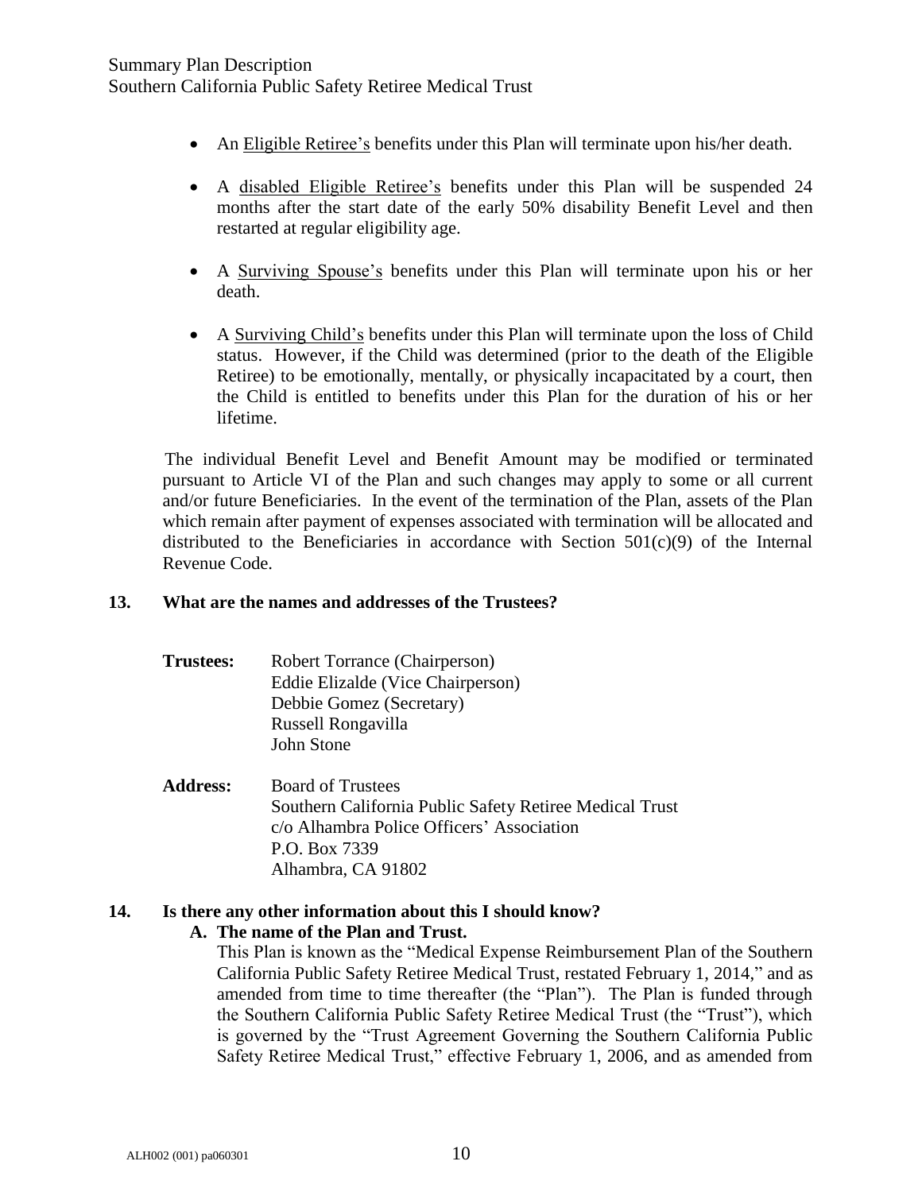- An Eligible Retiree's benefits under this Plan will terminate upon his/her death.
- A disabled Eligible Retiree's benefits under this Plan will be suspended 24 months after the start date of the early 50% disability Benefit Level and then restarted at regular eligibility age.
- A Surviving Spouse's benefits under this Plan will terminate upon his or her death.
- A Surviving Child's benefits under this Plan will terminate upon the loss of Child status. However, if the Child was determined (prior to the death of the Eligible Retiree) to be emotionally, mentally, or physically incapacitated by a court, then the Child is entitled to benefits under this Plan for the duration of his or her lifetime.

The individual Benefit Level and Benefit Amount may be modified or terminated pursuant to Article VI of the Plan and such changes may apply to some or all current and/or future Beneficiaries. In the event of the termination of the Plan, assets of the Plan which remain after payment of expenses associated with termination will be allocated and distributed to the Beneficiaries in accordance with Section 501(c)(9) of the Internal Revenue Code.

## 13. What are the names and addresses of the Trustees?

**Trustees:**
Robert Torrance (Chairperson)
Eddie Elizalde (Vice Chairperson)
Debbie Gomez (Secretary)
Russell Rongavilla
John Stone

**Address:**
Board of Trustees
Southern California Public Safety Retiree Medical Trust
c/o Alhambra Police Officers' Association
P.O. Box 7339
Alhambra, CA 91802

## 14. Is there any other information about this I should know?

**A. The name of the Plan and Trust.**

This Plan is known as the "Medical Expense Reimbursement Plan of the Southern California Public Safety Retiree Medical Trust, restated February 1, 2014," and as amended from time to time thereafter (the "Plan"). The Plan is funded through the Southern California Public Safety Retiree Medical Trust (the "Trust"), which is governed by the "Trust Agreement Governing the Southern California Public Safety Retiree Medical Trust," effective February 1, 2006, and as amended from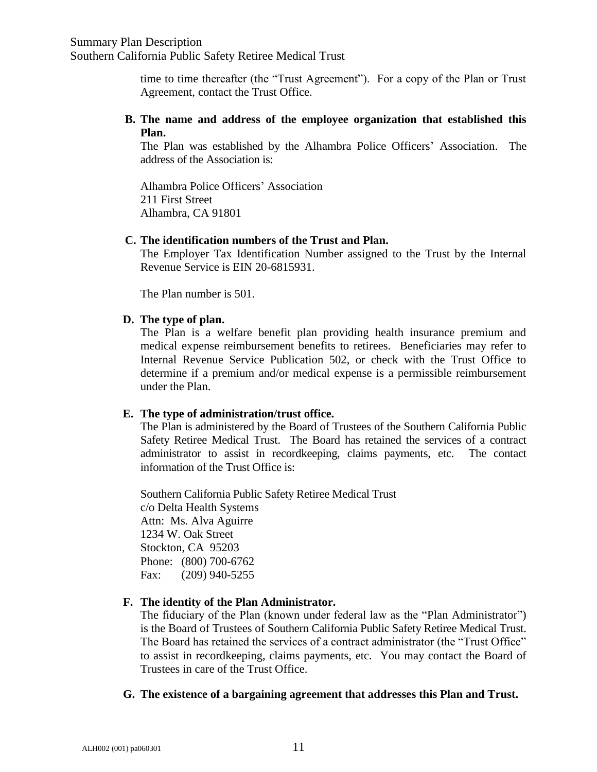time to time thereafter (the "Trust Agreement"). For a copy of the Plan or Trust Agreement, contact the Trust Office.

**B. The name and address of the employee organization that established this Plan.**

The Plan was established by the Alhambra Police Officers' Association. The address of the Association is:

Alhambra Police Officers' Association
211 First Street
Alhambra, CA 91801

**C. The identification numbers of the Trust and Plan.**

The Employer Tax Identification Number assigned to the Trust by the Internal Revenue Service is EIN 20-6815931.

The Plan number is 501.

**D. The type of plan.**

The Plan is a welfare benefit plan providing health insurance premium and medical expense reimbursement benefits to retirees. Beneficiaries may refer to Internal Revenue Service Publication 502, or check with the Trust Office to determine if a premium and/or medical expense is a permissible reimbursement under the Plan.

**E. The type of administration/trust office.**

The Plan is administered by the Board of Trustees of the Southern California Public Safety Retiree Medical Trust. The Board has retained the services of a contract administrator to assist in recordkeeping, claims payments, etc. The contact information of the Trust Office is:

Southern California Public Safety Retiree Medical Trust
c/o Delta Health Systems
Attn: Ms. Alva Aguirre
1234 W. Oak Street
Stockton, CA 95203
Phone: (800) 700-6762
Fax: (209) 940-5255

**F. The identity of the Plan Administrator.**

The fiduciary of the Plan (known under federal law as the "Plan Administrator") is the Board of Trustees of Southern California Public Safety Retiree Medical Trust. The Board has retained the services of a contract administrator (the "Trust Office" to assist in recordkeeping, claims payments, etc. You may contact the Board of Trustees in care of the Trust Office.

**G. The existence of a bargaining agreement that addresses this Plan and Trust.**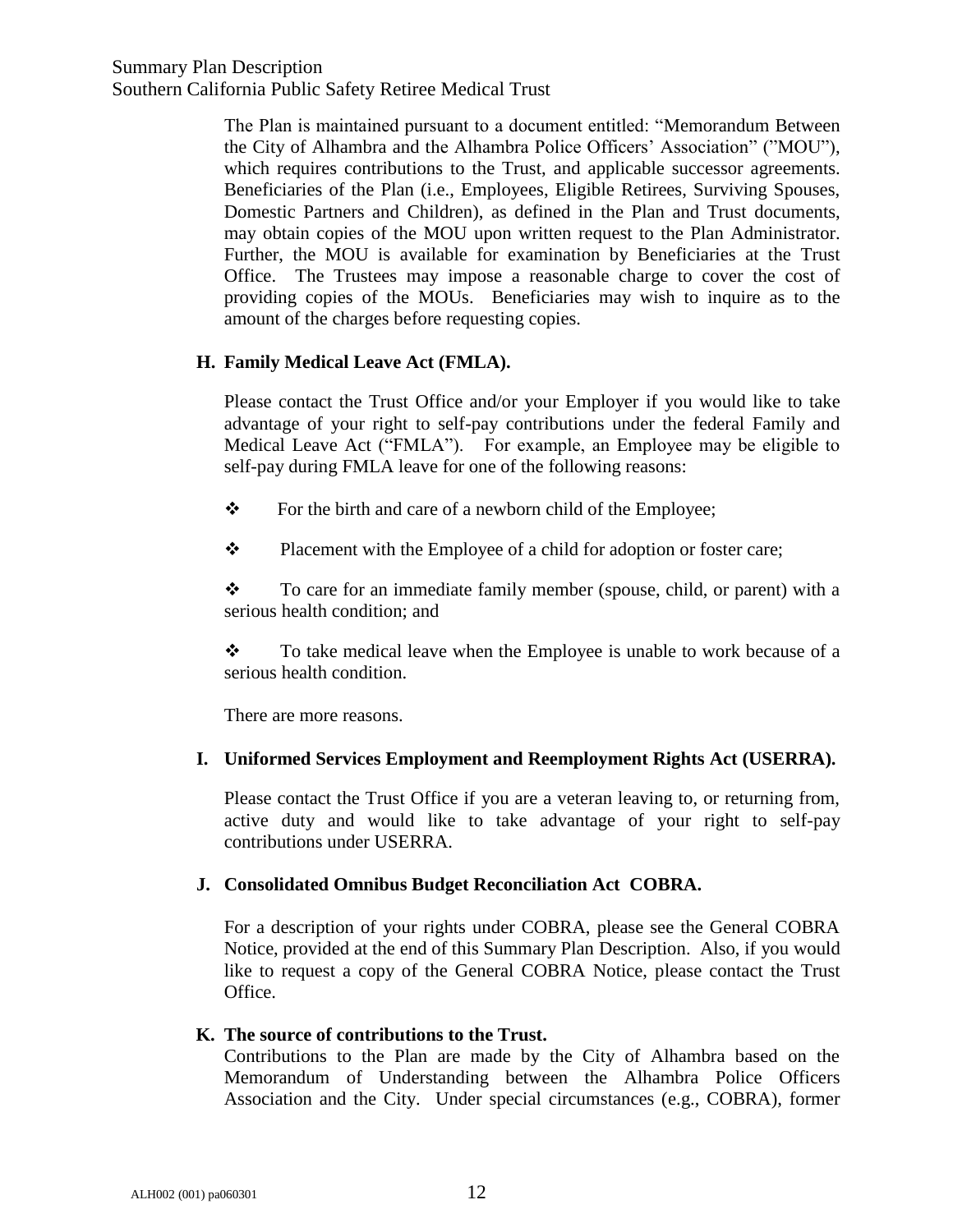The Plan is maintained pursuant to a document entitled: "Memorandum Between the City of Alhambra and the Alhambra Police Officers' Association" ("MOU"), which requires contributions to the Trust, and applicable successor agreements. Beneficiaries of the Plan (i.e., Employees, Eligible Retirees, Surviving Spouses, Domestic Partners and Children), as defined in the Plan and Trust documents, may obtain copies of the MOU upon written request to the Plan Administrator. Further, the MOU is available for examination by Beneficiaries at the Trust Office. The Trustees may impose a reasonable charge to cover the cost of providing copies of the MOUs. Beneficiaries may wish to inquire as to the amount of the charges before requesting copies.

**H. Family Medical Leave Act (FMLA).**

Please contact the Trust Office and/or your Employer if you would like to take advantage of your right to self-pay contributions under the federal Family and Medical Leave Act ("FMLA"). For example, an Employee may be eligible to self-pay during FMLA leave for one of the following reasons:

- For the birth and care of a newborn child of the Employee;
- Placement with the Employee of a child for adoption or foster care;
- To care for an immediate family member (spouse, child, or parent) with a serious health condition; and
- To take medical leave when the Employee is unable to work because of a serious health condition.

There are more reasons.

**I. Uniformed Services Employment and Reemployment Rights Act (USERRA).**

Please contact the Trust Office if you are a veteran leaving to, or returning from, active duty and would like to take advantage of your right to self-pay contributions under USERRA.

**J. Consolidated Omnibus Budget Reconciliation Act COBRA.**

For a description of your rights under COBRA, please see the General COBRA Notice, provided at the end of this Summary Plan Description. Also, if you would like to request a copy of the General COBRA Notice, please contact the Trust Office.

**K. The source of contributions to the Trust.**

Contributions to the Plan are made by the City of Alhambra based on the Memorandum of Understanding between the Alhambra Police Officers Association and the City. Under special circumstances (e.g., COBRA), former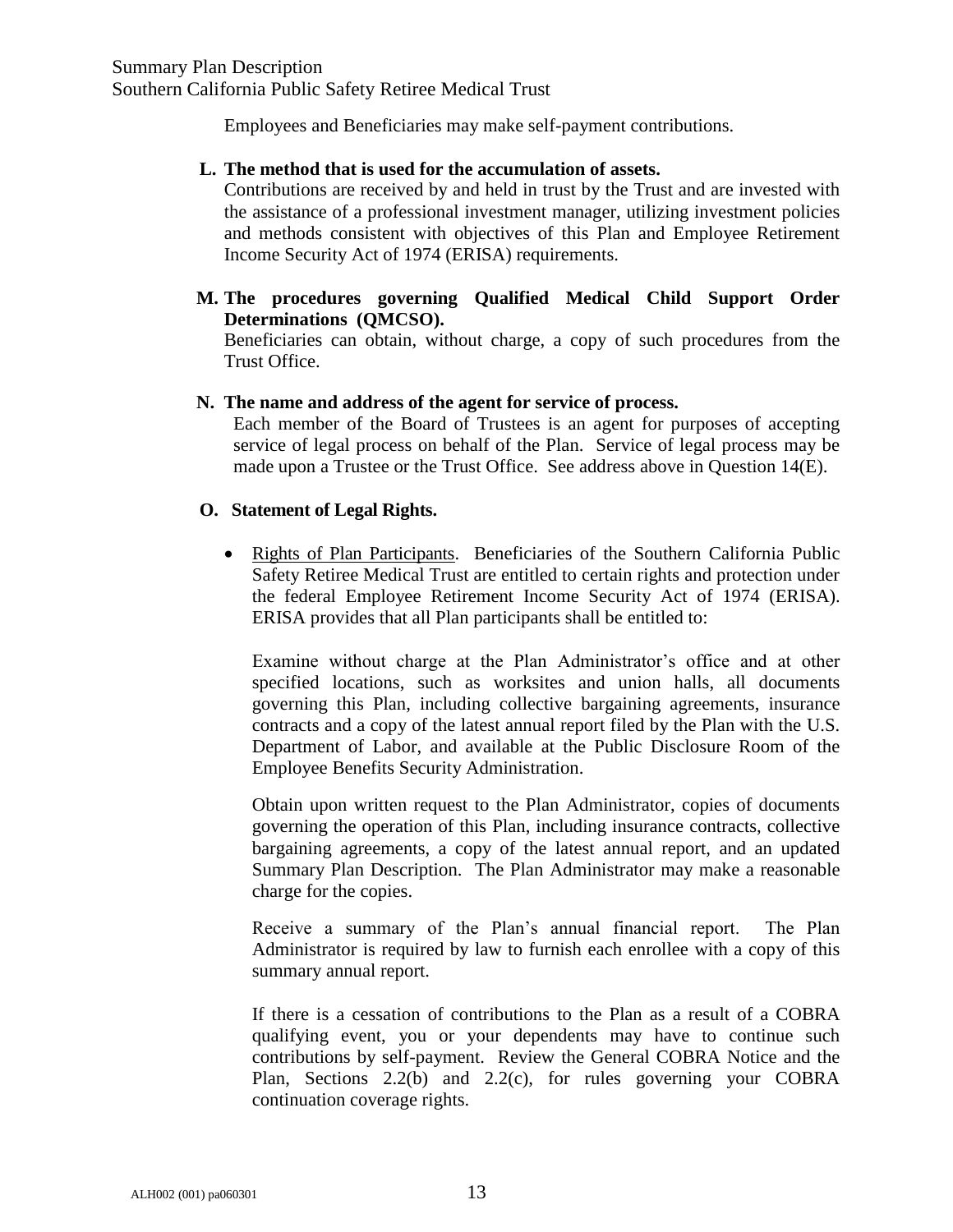Employees and Beneficiaries may make self-payment contributions.

**L. The method that is used for the accumulation of assets.**

Contributions are received by and held in trust by the Trust and are invested with the assistance of a professional investment manager, utilizing investment policies and methods consistent with objectives of this Plan and Employee Retirement Income Security Act of 1974 (ERISA) requirements.

**M. The procedures governing Qualified Medical Child Support Order Determinations (QMCSO).**

Beneficiaries can obtain, without charge, a copy of such procedures from the Trust Office.

**N. The name and address of the agent for service of process.**

Each member of the Board of Trustees is an agent for purposes of accepting service of legal process on behalf of the Plan. Service of legal process may be made upon a Trustee or the Trust Office. See address above in Question 14(E).

**O. Statement of Legal Rights.**

- Rights of Plan Participants. Beneficiaries of the Southern California Public Safety Retiree Medical Trust are entitled to certain rights and protection under the federal Employee Retirement Income Security Act of 1974 (ERISA). ERISA provides that all Plan participants shall be entitled to:

  Examine without charge at the Plan Administrator's office and at other specified locations, such as worksites and union halls, all documents governing this Plan, including collective bargaining agreements, insurance contracts and a copy of the latest annual report filed by the Plan with the U.S. Department of Labor, and available at the Public Disclosure Room of the Employee Benefits Security Administration.

  Obtain upon written request to the Plan Administrator, copies of documents governing the operation of this Plan, including insurance contracts, collective bargaining agreements, a copy of the latest annual report, and an updated Summary Plan Description. The Plan Administrator may make a reasonable charge for the copies.

  Receive a summary of the Plan's annual financial report. The Plan Administrator is required by law to furnish each enrollee with a copy of this summary annual report.

  If there is a cessation of contributions to the Plan as a result of a COBRA qualifying event, you or your dependents may have to continue such contributions by self-payment. Review the General COBRA Notice and the Plan, Sections 2.2(b) and 2.2(c), for rules governing your COBRA continuation coverage rights.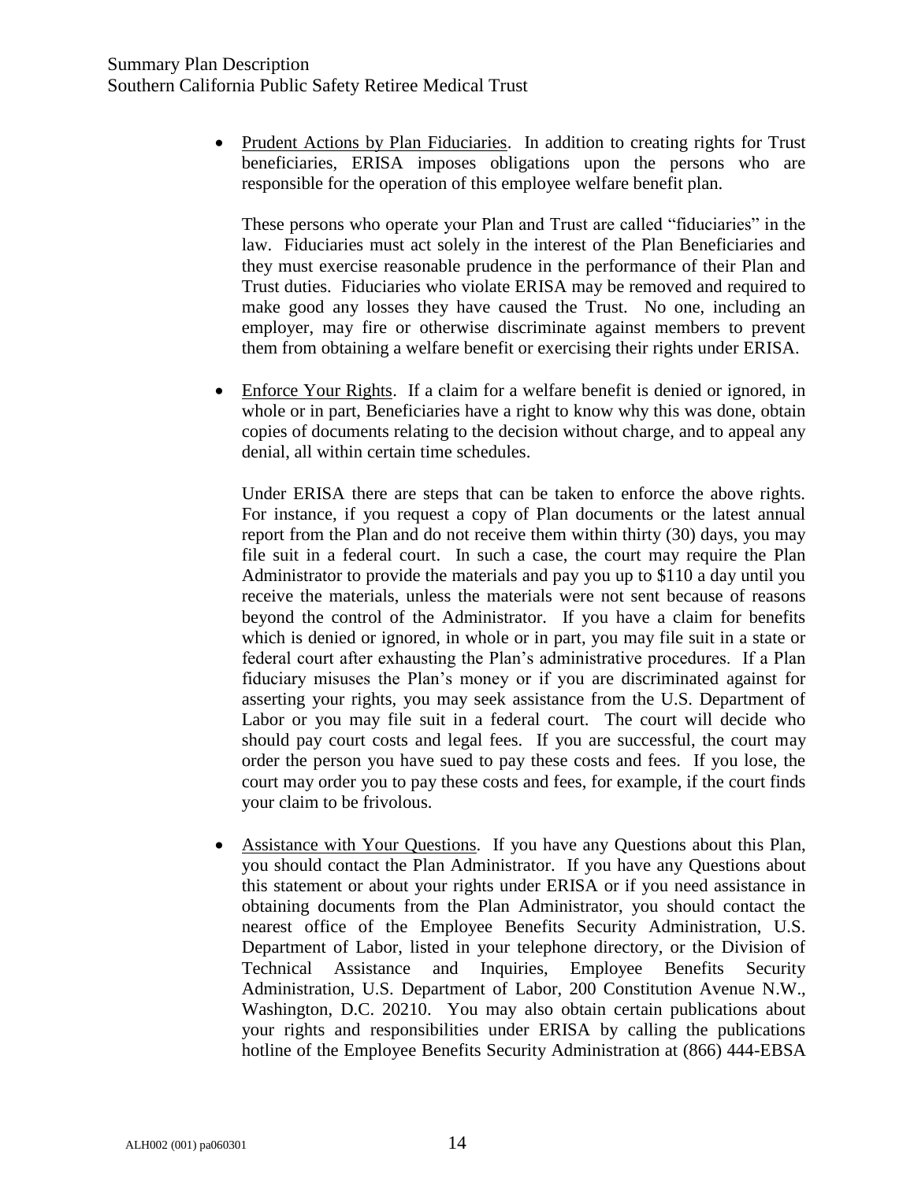- Prudent Actions by Plan Fiduciaries. In addition to creating rights for Trust beneficiaries, ERISA imposes obligations upon the persons who are responsible for the operation of this employee welfare benefit plan.

  These persons who operate your Plan and Trust are called "fiduciaries" in the law. Fiduciaries must act solely in the interest of the Plan Beneficiaries and they must exercise reasonable prudence in the performance of their Plan and Trust duties. Fiduciaries who violate ERISA may be removed and required to make good any losses they have caused the Trust. No one, including an employer, may fire or otherwise discriminate against members to prevent them from obtaining a welfare benefit or exercising their rights under ERISA.

- Enforce Your Rights. If a claim for a welfare benefit is denied or ignored, in whole or in part, Beneficiaries have a right to know why this was done, obtain copies of documents relating to the decision without charge, and to appeal any denial, all within certain time schedules.

  Under ERISA there are steps that can be taken to enforce the above rights. For instance, if you request a copy of Plan documents or the latest annual report from the Plan and do not receive them within thirty (30) days, you may file suit in a federal court. In such a case, the court may require the Plan Administrator to provide the materials and pay you up to $110 a day until you receive the materials, unless the materials were not sent because of reasons beyond the control of the Administrator. If you have a claim for benefits which is denied or ignored, in whole or in part, you may file suit in a state or federal court after exhausting the Plan's administrative procedures. If a Plan fiduciary misuses the Plan's money or if you are discriminated against for asserting your rights, you may seek assistance from the U.S. Department of Labor or you may file suit in a federal court. The court will decide who should pay court costs and legal fees. If you are successful, the court may order the person you have sued to pay these costs and fees. If you lose, the court may order you to pay these costs and fees, for example, if the court finds your claim to be frivolous.

- Assistance with Your Questions. If you have any Questions about this Plan, you should contact the Plan Administrator. If you have any Questions about this statement or about your rights under ERISA or if you need assistance in obtaining documents from the Plan Administrator, you should contact the nearest office of the Employee Benefits Security Administration, U.S. Department of Labor, listed in your telephone directory, or the Division of Technical Assistance and Inquiries, Employee Benefits Security Administration, U.S. Department of Labor, 200 Constitution Avenue N.W., Washington, D.C. 20210. You may also obtain certain publications about your rights and responsibilities under ERISA by calling the publications hotline of the Employee Benefits Security Administration at (866) 444-EBSA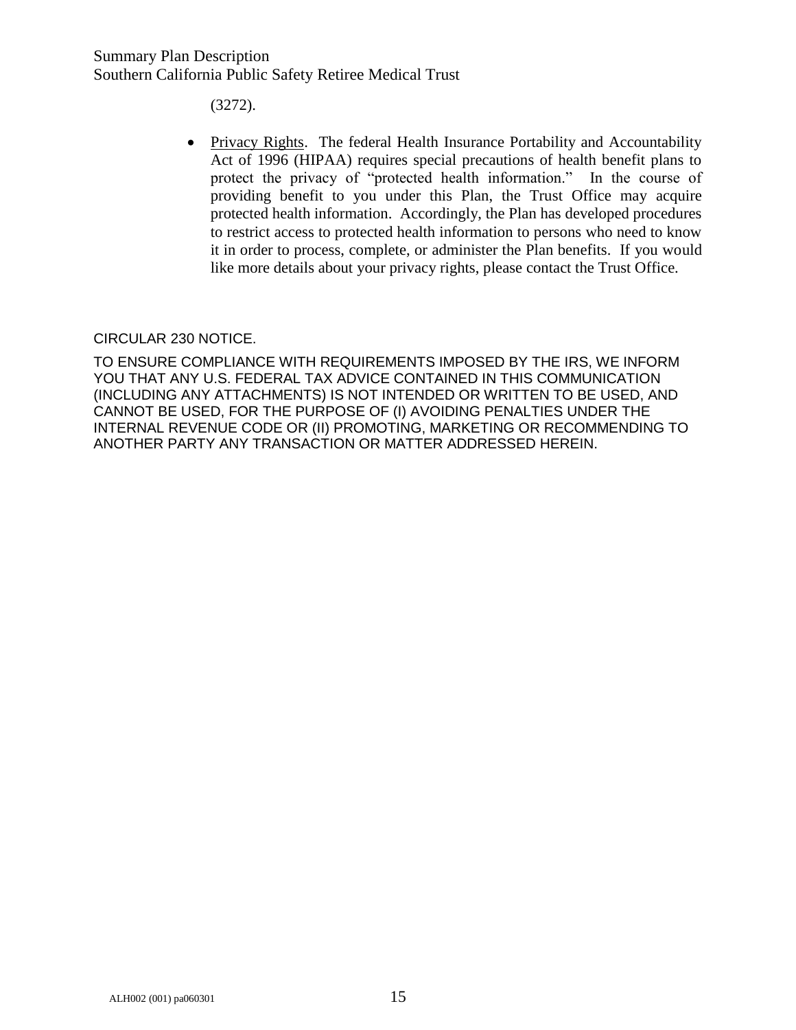(3272).

- <u>Privacy Rights</u>. The federal Health Insurance Portability and Accountability Act of 1996 (HIPAA) requires special precautions of health benefit plans to protect the privacy of "protected health information." In the course of providing benefit to you under this Plan, the Trust Office may acquire protected health information. Accordingly, the Plan has developed procedures to restrict access to protected health information to persons who need to know it in order to process, complete, or administer the Plan benefits. If you would like more details about your privacy rights, please contact the Trust Office.

CIRCULAR 230 NOTICE.

TO ENSURE COMPLIANCE WITH REQUIREMENTS IMPOSED BY THE IRS, WE INFORM YOU THAT ANY U.S. FEDERAL TAX ADVICE CONTAINED IN THIS COMMUNICATION (INCLUDING ANY ATTACHMENTS) IS NOT INTENDED OR WRITTEN TO BE USED, AND CANNOT BE USED, FOR THE PURPOSE OF (I) AVOIDING PENALTIES UNDER THE INTERNAL REVENUE CODE OR (II) PROMOTING, MARKETING OR RECOMMENDING TO ANOTHER PARTY ANY TRANSACTION OR MATTER ADDRESSED HEREIN.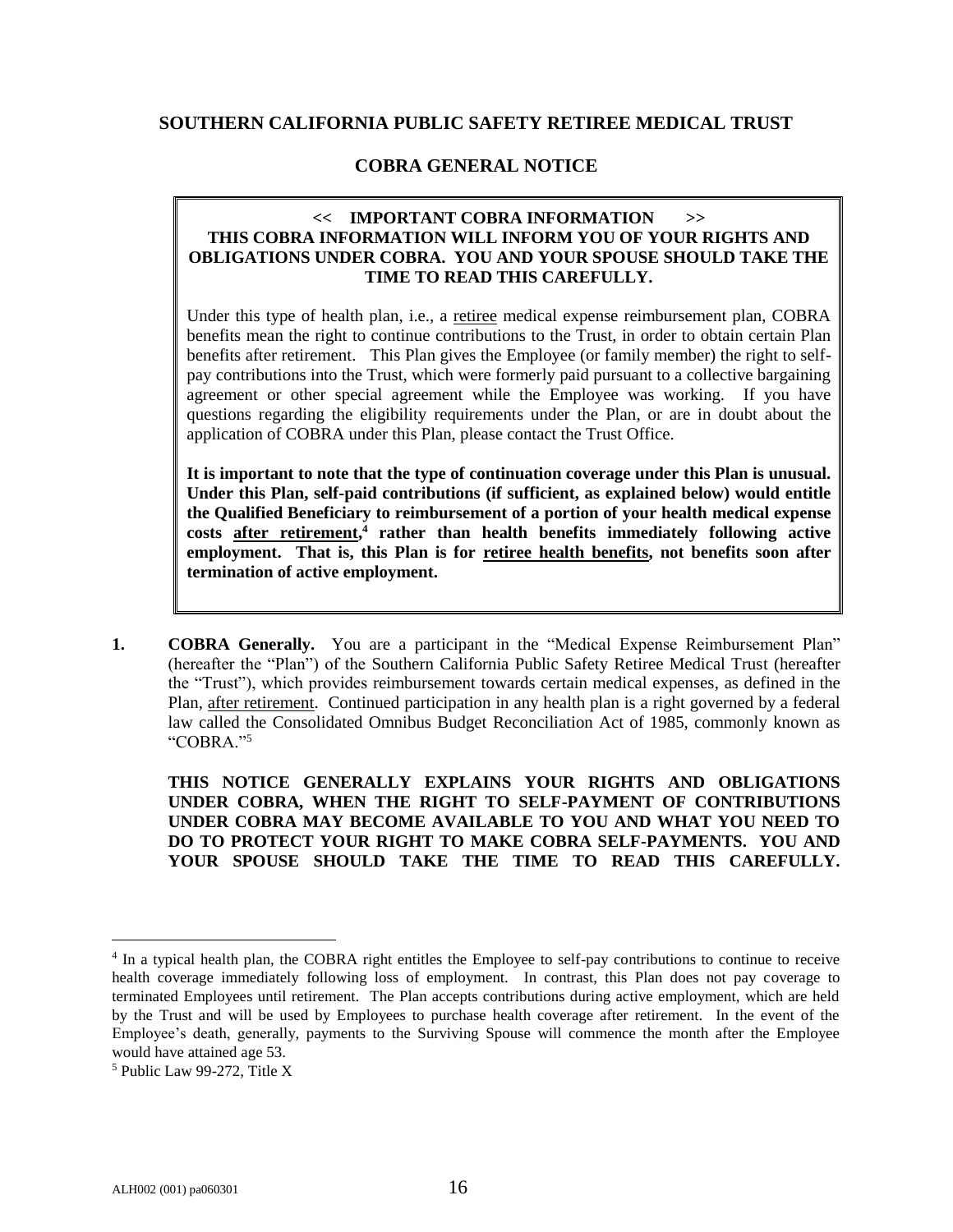## SOUTHERN CALIFORNIA PUBLIC SAFETY RETIREE MEDICAL TRUST

## COBRA GENERAL NOTICE

**<< IMPORTANT COBRA INFORMATION >>**
**THIS COBRA INFORMATION WILL INFORM YOU OF YOUR RIGHTS AND OBLIGATIONS UNDER COBRA. YOU AND YOUR SPOUSE SHOULD TAKE THE TIME TO READ THIS CAREFULLY.**

Under this type of health plan, i.e., a retiree medical expense reimbursement plan, COBRA benefits mean the right to continue contributions to the Trust, in order to obtain certain Plan benefits after retirement. This Plan gives the Employee (or family member) the right to self-pay contributions into the Trust, which were formerly paid pursuant to a collective bargaining agreement or other special agreement while the Employee was working. If you have questions regarding the eligibility requirements under the Plan, or are in doubt about the application of COBRA under this Plan, please contact the Trust Office.

**It is important to note that the type of continuation coverage under this Plan is unusual. Under this Plan, self-paid contributions (if sufficient, as explained below) would entitle the Qualified Beneficiary to reimbursement of a portion of your health medical expense costs after retirement,[4] rather than health benefits immediately following active employment. That is, this Plan is for retiree health benefits, not benefits soon after termination of active employment.**

**1. COBRA Generally.** You are a participant in the "Medical Expense Reimbursement Plan" (hereafter the "Plan") of the Southern California Public Safety Retiree Medical Trust (hereafter the "Trust"), which provides reimbursement towards certain medical expenses, as defined in the Plan, after retirement. Continued participation in any health plan is a right governed by a federal law called the Consolidated Omnibus Budget Reconciliation Act of 1985, commonly known as "COBRA."[5]

**THIS NOTICE GENERALLY EXPLAINS YOUR RIGHTS AND OBLIGATIONS UNDER COBRA, WHEN THE RIGHT TO SELF-PAYMENT OF CONTRIBUTIONS UNDER COBRA MAY BECOME AVAILABLE TO YOU AND WHAT YOU NEED TO DO TO PROTECT YOUR RIGHT TO MAKE COBRA SELF-PAYMENTS. YOU AND YOUR SPOUSE SHOULD TAKE THE TIME TO READ THIS CAREFULLY.**

---

[4] In a typical health plan, the COBRA right entitles the Employee to self-pay contributions to continue to receive health coverage immediately following loss of employment. In contrast, this Plan does not pay coverage to terminated Employees until retirement. The Plan accepts contributions during active employment, which are held by the Trust and will be used by Employees to purchase health coverage after retirement. In the event of the Employee's death, generally, payments to the Surviving Spouse will commence the month after the Employee would have attained age 53.

[5] Public Law 99-272, Title X

ALH002 (001) pa060301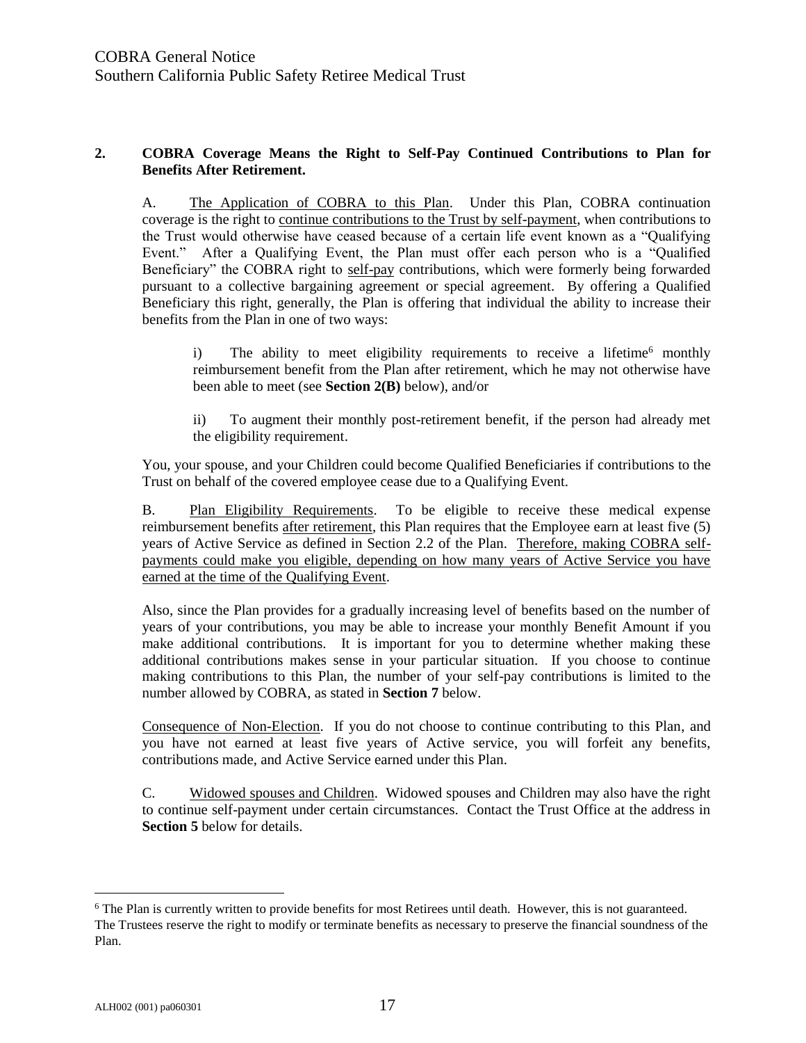**2. COBRA Coverage Means the Right to Self-Pay Continued Contributions to Plan for Benefits After Retirement.**

A. The Application of COBRA to this Plan. Under this Plan, COBRA continuation coverage is the right to continue contributions to the Trust by self-payment, when contributions to the Trust would otherwise have ceased because of a certain life event known as a "Qualifying Event." After a Qualifying Event, the Plan must offer each person who is a "Qualified Beneficiary" the COBRA right to self-pay contributions, which were formerly being forwarded pursuant to a collective bargaining agreement or special agreement. By offering a Qualified Beneficiary this right, generally, the Plan is offering that individual the ability to increase their benefits from the Plan in one of two ways:

i) The ability to meet eligibility requirements to receive a lifetime[6] monthly reimbursement benefit from the Plan after retirement, which he may not otherwise have been able to meet (see **Section 2(B)** below), and/or

ii) To augment their monthly post-retirement benefit, if the person had already met the eligibility requirement.

You, your spouse, and your Children could become Qualified Beneficiaries if contributions to the Trust on behalf of the covered employee cease due to a Qualifying Event.

B. Plan Eligibility Requirements. To be eligible to receive these medical expense reimbursement benefits after retirement, this Plan requires that the Employee earn at least five (5) years of Active Service as defined in Section 2.2 of the Plan. Therefore, making COBRA self-payments could make you eligible, depending on how many years of Active Service you have earned at the time of the Qualifying Event.

Also, since the Plan provides for a gradually increasing level of benefits based on the number of years of your contributions, you may be able to increase your monthly Benefit Amount if you make additional contributions. It is important for you to determine whether making these additional contributions makes sense in your particular situation. If you choose to continue making contributions to this Plan, the number of your self-pay contributions is limited to the number allowed by COBRA, as stated in **Section 7** below.

Consequence of Non-Election. If you do not choose to continue contributing to this Plan, and you have not earned at least five years of Active service, you will forfeit any benefits, contributions made, and Active Service earned under this Plan.

C. Widowed spouses and Children. Widowed spouses and Children may also have the right to continue self-payment under certain circumstances. Contact the Trust Office at the address in **Section 5** below for details.

---

[6] The Plan is currently written to provide benefits for most Retirees until death. However, this is not guaranteed. The Trustees reserve the right to modify or terminate benefits as necessary to preserve the financial soundness of the Plan.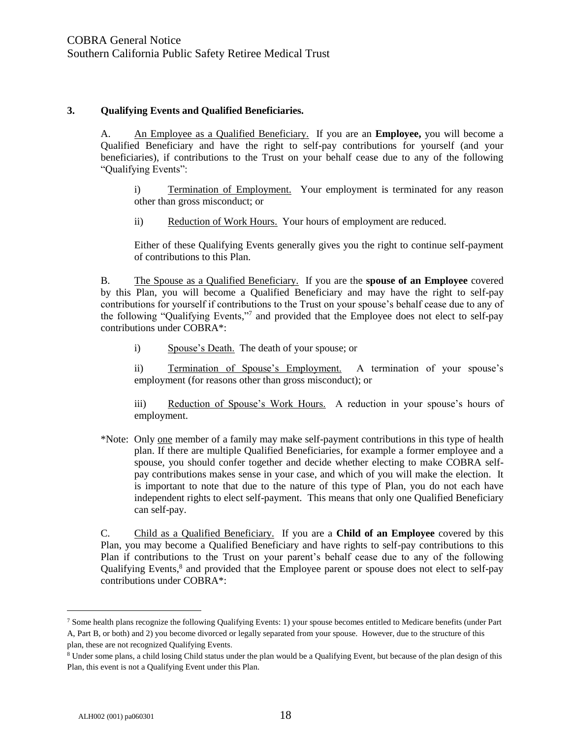### 3. Qualifying Events and Qualified Beneficiaries.

A. An Employee as a Qualified Beneficiary. If you are an **Employee,** you will become a Qualified Beneficiary and have the right to self-pay contributions for yourself (and your beneficiaries), if contributions to the Trust on your behalf cease due to any of the following "Qualifying Events":

i) Termination of Employment. Your employment is terminated for any reason other than gross misconduct; or

ii) Reduction of Work Hours. Your hours of employment are reduced.

Either of these Qualifying Events generally gives you the right to continue self-payment of contributions to this Plan.

B. The Spouse as a Qualified Beneficiary. If you are the **spouse of an Employee** covered by this Plan, you will become a Qualified Beneficiary and may have the right to self-pay contributions for yourself if contributions to the Trust on your spouse's behalf cease due to any of the following "Qualifying Events,"[7] and provided that the Employee does not elect to self-pay contributions under COBRA*:

i) Spouse's Death. The death of your spouse; or

ii) Termination of Spouse's Employment. A termination of your spouse's employment (for reasons other than gross misconduct); or

iii) Reduction of Spouse's Work Hours. A reduction in your spouse's hours of employment.

*Note: Only one member of a family may make self-payment contributions in this type of health plan. If there are multiple Qualified Beneficiaries, for example a former employee and a spouse, you should confer together and decide whether electing to make COBRA self-pay contributions makes sense in your case, and which of you will make the election. It is important to note that due to the nature of this type of Plan, you do not each have independent rights to elect self-payment. This means that only one Qualified Beneficiary can self-pay.

C. Child as a Qualified Beneficiary. If you are a **Child of an Employee** covered by this Plan, you may become a Qualified Beneficiary and have rights to self-pay contributions to this Plan if contributions to the Trust on your parent's behalf cease due to any of the following Qualifying Events,[8] and provided that the Employee parent or spouse does not elect to self-pay contributions under COBRA*:

---

[7] Some health plans recognize the following Qualifying Events: 1) your spouse becomes entitled to Medicare benefits (under Part A, Part B, or both) and 2) you become divorced or legally separated from your spouse. However, due to the structure of this plan, these are not recognized Qualifying Events.

[8] Under some plans, a child losing Child status under the plan would be a Qualifying Event, but because of the plan design of this Plan, this event is not a Qualifying Event under this Plan.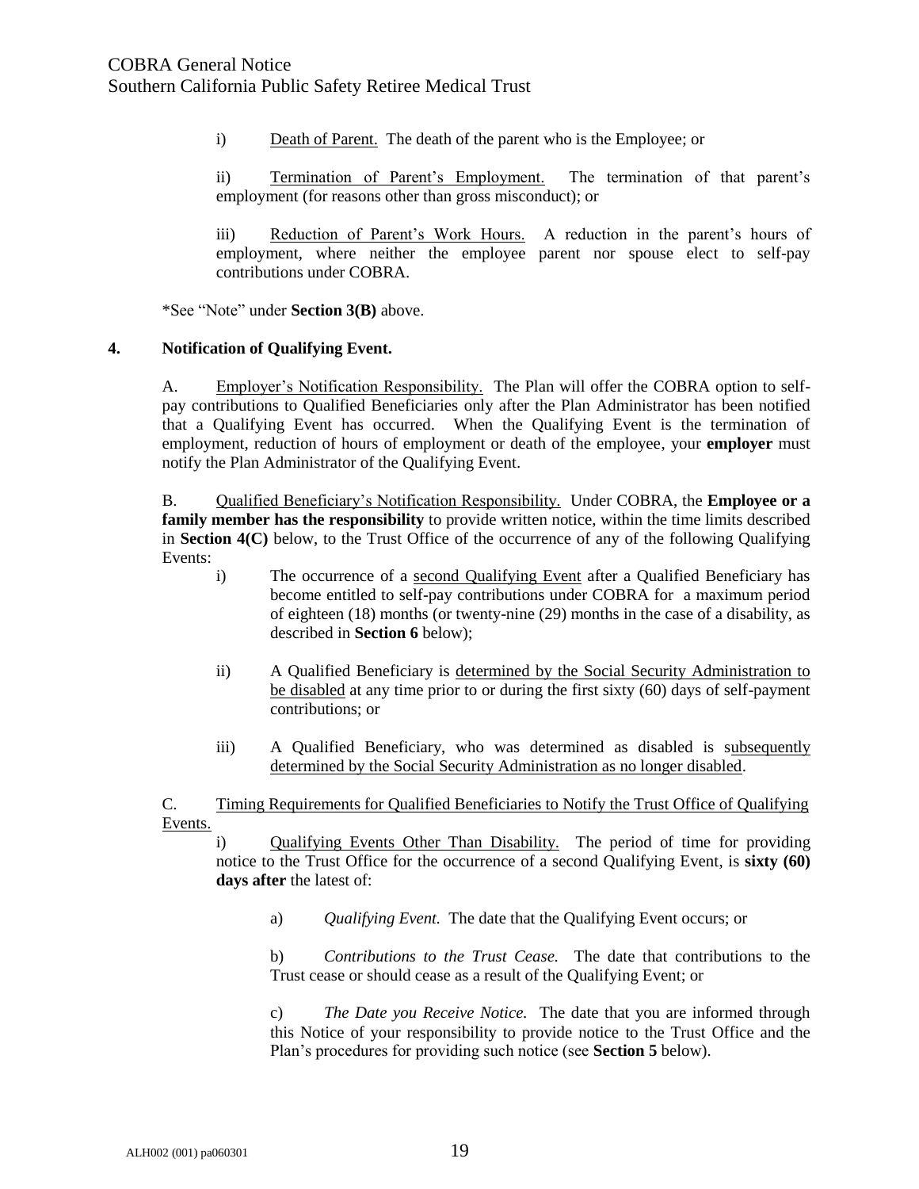i) Death of Parent. The death of the parent who is the Employee; or

ii) Termination of Parent's Employment. The termination of that parent's employment (for reasons other than gross misconduct); or

iii) Reduction of Parent's Work Hours. A reduction in the parent's hours of employment, where neither the employee parent nor spouse elect to self-pay contributions under COBRA.

*See "Note" under **Section 3(B)** above.

## 4. Notification of Qualifying Event.

A. Employer's Notification Responsibility. The Plan will offer the COBRA option to self-pay contributions to Qualified Beneficiaries only after the Plan Administrator has been notified that a Qualifying Event has occurred. When the Qualifying Event is the termination of employment, reduction of hours of employment or death of the employee, your **employer** must notify the Plan Administrator of the Qualifying Event.

B. Qualified Beneficiary's Notification Responsibility. Under COBRA, the **Employee or a family member has the responsibility** to provide written notice, within the time limits described in **Section 4(C)** below, to the Trust Office of the occurrence of any of the following Qualifying Events:

i) The occurrence of a second Qualifying Event after a Qualified Beneficiary has become entitled to self-pay contributions under COBRA for a maximum period of eighteen (18) months (or twenty-nine (29) months in the case of a disability, as described in **Section 6** below);

ii) A Qualified Beneficiary is determined by the Social Security Administration to be disabled at any time prior to or during the first sixty (60) days of self-payment contributions; or

iii) A Qualified Beneficiary, who was determined as disabled is subsequently determined by the Social Security Administration as no longer disabled.

C. Timing Requirements for Qualified Beneficiaries to Notify the Trust Office of Qualifying Events.

i) Qualifying Events Other Than Disability. The period of time for providing notice to the Trust Office for the occurrence of a second Qualifying Event, is **sixty (60) days after** the latest of:

a) *Qualifying Event.* The date that the Qualifying Event occurs; or

b) *Contributions to the Trust Cease.* The date that contributions to the Trust cease or should cease as a result of the Qualifying Event; or

c) *The Date you Receive Notice.* The date that you are informed through this Notice of your responsibility to provide notice to the Trust Office and the Plan's procedures for providing such notice (see **Section 5** below).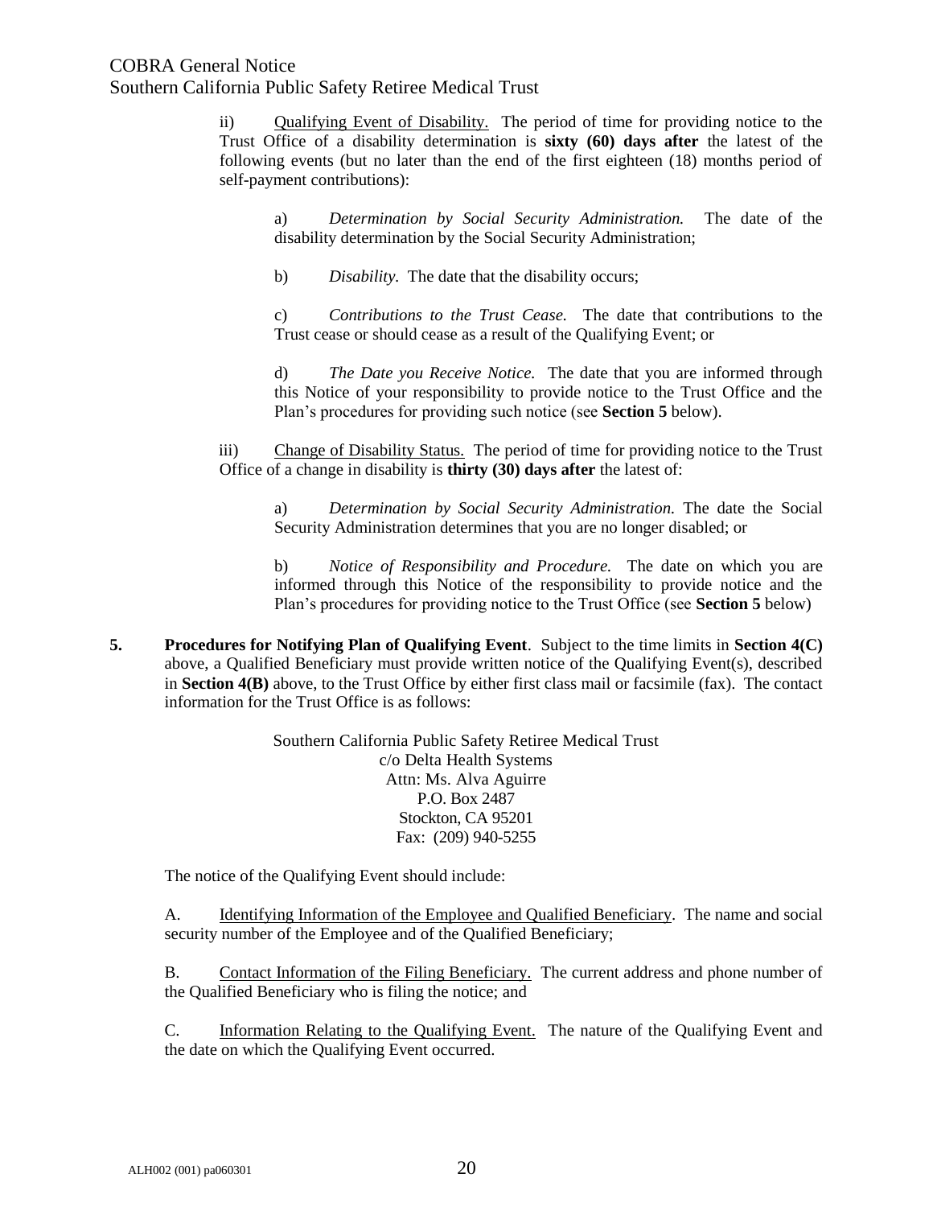ii) Qualifying Event of Disability. The period of time for providing notice to the Trust Office of a disability determination is **sixty (60) days after** the latest of the following events (but no later than the end of the first eighteen (18) months period of self-payment contributions):

a) *Determination by Social Security Administration.* The date of the disability determination by the Social Security Administration;

b) *Disability.* The date that the disability occurs;

c) *Contributions to the Trust Cease.* The date that contributions to the Trust cease or should cease as a result of the Qualifying Event; or

d) *The Date you Receive Notice.* The date that you are informed through this Notice of your responsibility to provide notice to the Trust Office and the Plan's procedures for providing such notice (see **Section 5** below).

iii) Change of Disability Status. The period of time for providing notice to the Trust Office of a change in disability is **thirty (30) days after** the latest of:

a) *Determination by Social Security Administration.* The date the Social Security Administration determines that you are no longer disabled; or

b) *Notice of Responsibility and Procedure.* The date on which you are informed through this Notice of the responsibility to provide notice and the Plan's procedures for providing notice to the Trust Office (see **Section 5** below)

**5. Procedures for Notifying Plan of Qualifying Event**. Subject to the time limits in **Section 4(C)** above, a Qualified Beneficiary must provide written notice of the Qualifying Event(s), described in **Section 4(B)** above, to the Trust Office by either first class mail or facsimile (fax). The contact information for the Trust Office is as follows:

Southern California Public Safety Retiree Medical Trust
c/o Delta Health Systems
Attn: Ms. Alva Aguirre
P.O. Box 2487
Stockton, CA 95201
Fax: (209) 940-5255

The notice of the Qualifying Event should include:

A. Identifying Information of the Employee and Qualified Beneficiary. The name and social security number of the Employee and of the Qualified Beneficiary;

B. Contact Information of the Filing Beneficiary. The current address and phone number of the Qualified Beneficiary who is filing the notice; and

C. Information Relating to the Qualifying Event. The nature of the Qualifying Event and the date on which the Qualifying Event occurred.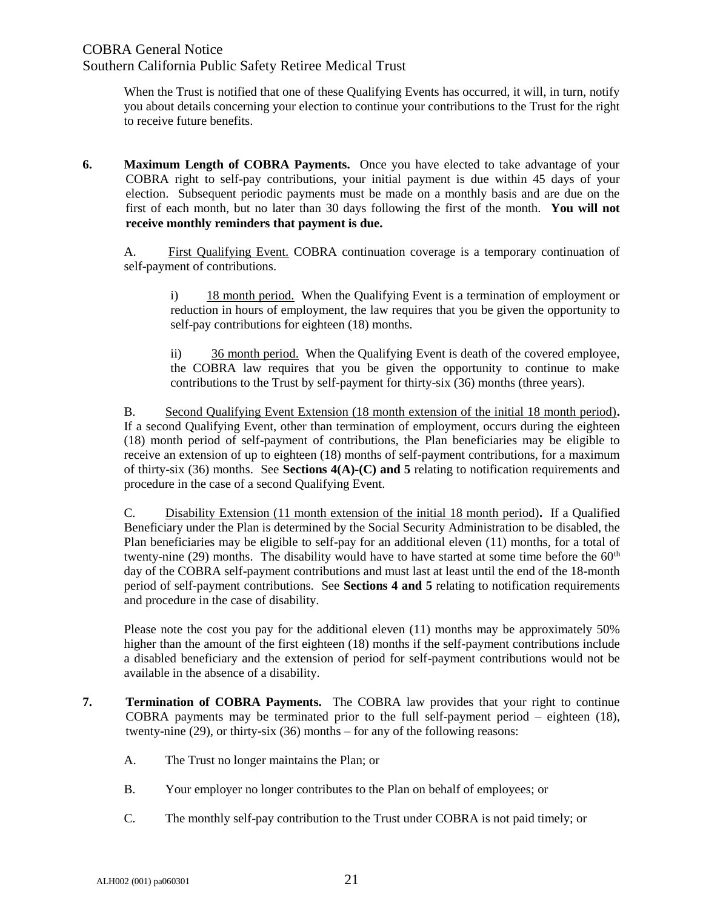When the Trust is notified that one of these Qualifying Events has occurred, it will, in turn, notify you about details concerning your election to continue your contributions to the Trust for the right to receive future benefits.

**6. Maximum Length of COBRA Payments.** Once you have elected to take advantage of your COBRA right to self-pay contributions, your initial payment is due within 45 days of your election. Subsequent periodic payments must be made on a monthly basis and are due on the first of each month, but no later than 30 days following the first of the month. **You will not receive monthly reminders that payment is due.**

A. First Qualifying Event. COBRA continuation coverage is a temporary continuation of self-payment of contributions.

i) 18 month period. When the Qualifying Event is a termination of employment or reduction in hours of employment, the law requires that you be given the opportunity to self-pay contributions for eighteen (18) months.

ii) 36 month period. When the Qualifying Event is death of the covered employee, the COBRA law requires that you be given the opportunity to continue to make contributions to the Trust by self-payment for thirty-six (36) months (three years).

B. Second Qualifying Event Extension (18 month extension of the initial 18 month period)**.** If a second Qualifying Event, other than termination of employment, occurs during the eighteen (18) month period of self-payment of contributions, the Plan beneficiaries may be eligible to receive an extension of up to eighteen (18) months of self-payment contributions, for a maximum of thirty-six (36) months. See **Sections 4(A)-(C) and 5** relating to notification requirements and procedure in the case of a second Qualifying Event.

C. Disability Extension (11 month extension of the initial 18 month period)**.** If a Qualified Beneficiary under the Plan is determined by the Social Security Administration to be disabled, the Plan beneficiaries may be eligible to self-pay for an additional eleven (11) months, for a total of twenty-nine (29) months. The disability would have to have started at some time before the 60th day of the COBRA self-payment contributions and must last at least until the end of the 18-month period of self-payment contributions. See **Sections 4 and 5** relating to notification requirements and procedure in the case of disability.

Please note the cost you pay for the additional eleven (11) months may be approximately 50% higher than the amount of the first eighteen (18) months if the self-payment contributions include a disabled beneficiary and the extension of period for self-payment contributions would not be available in the absence of a disability.

**7. Termination of COBRA Payments.** The COBRA law provides that your right to continue COBRA payments may be terminated prior to the full self-payment period – eighteen (18), twenty-nine (29), or thirty-six (36) months – for any of the following reasons:

A. The Trust no longer maintains the Plan; or

B. Your employer no longer contributes to the Plan on behalf of employees; or

C. The monthly self-pay contribution to the Trust under COBRA is not paid timely; or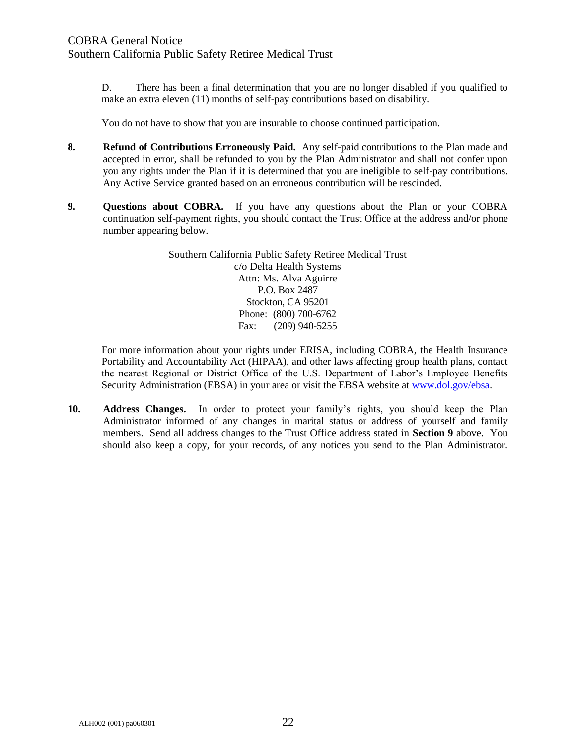D. There has been a final determination that you are no longer disabled if you qualified to make an extra eleven (11) months of self-pay contributions based on disability.

You do not have to show that you are insurable to choose continued participation.

**8. Refund of Contributions Erroneously Paid.** Any self-paid contributions to the Plan made and accepted in error, shall be refunded to you by the Plan Administrator and shall not confer upon you any rights under the Plan if it is determined that you are ineligible to self-pay contributions. Any Active Service granted based on an erroneous contribution will be rescinded.

**9. Questions about COBRA.** If you have any questions about the Plan or your COBRA continuation self-payment rights, you should contact the Trust Office at the address and/or phone number appearing below.

Southern California Public Safety Retiree Medical Trust
c/o Delta Health Systems
Attn: Ms. Alva Aguirre
P.O. Box 2487
Stockton, CA 95201
Phone: (800) 700-6762
Fax: (209) 940-5255

For more information about your rights under ERISA, including COBRA, the Health Insurance Portability and Accountability Act (HIPAA), and other laws affecting group health plans, contact the nearest Regional or District Office of the U.S. Department of Labor's Employee Benefits Security Administration (EBSA) in your area or visit the EBSA website at [www.dol.gov/ebsa](http://www.dol.gov/ebsa).

**10. Address Changes.** In order to protect your family's rights, you should keep the Plan Administrator informed of any changes in marital status or address of yourself and family members. Send all address changes to the Trust Office address stated in **Section 9** above. You should also keep a copy, for your records, of any notices you send to the Plan Administrator.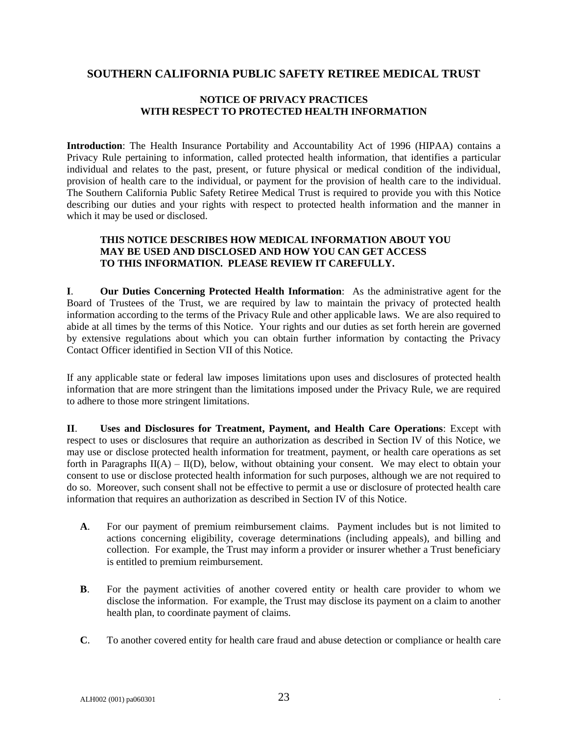# SOUTHERN CALIFORNIA PUBLIC SAFETY RETIREE MEDICAL TRUST

## NOTICE OF PRIVACY PRACTICES WITH RESPECT TO PROTECTED HEALTH INFORMATION

**Introduction**: The Health Insurance Portability and Accountability Act of 1996 (HIPAA) contains a Privacy Rule pertaining to information, called protected health information, that identifies a particular individual and relates to the past, present, or future physical or medical condition of the individual, provision of health care to the individual, or payment for the provision of health care to the individual. The Southern California Public Safety Retiree Medical Trust is required to provide you with this Notice describing our duties and your rights with respect to protected health information and the manner in which it may be used or disclosed.

**THIS NOTICE DESCRIBES HOW MEDICAL INFORMATION ABOUT YOU MAY BE USED AND DISCLOSED AND HOW YOU CAN GET ACCESS TO THIS INFORMATION. PLEASE REVIEW IT CAREFULLY.**

**I**. **Our Duties Concerning Protected Health Information**: As the administrative agent for the Board of Trustees of the Trust, we are required by law to maintain the privacy of protected health information according to the terms of the Privacy Rule and other applicable laws. We are also required to abide at all times by the terms of this Notice. Your rights and our duties as set forth herein are governed by extensive regulations about which you can obtain further information by contacting the Privacy Contact Officer identified in Section VII of this Notice.

If any applicable state or federal law imposes limitations upon uses and disclosures of protected health information that are more stringent than the limitations imposed under the Privacy Rule, we are required to adhere to those more stringent limitations.

**II**. **Uses and Disclosures for Treatment, Payment, and Health Care Operations**: Except with respect to uses or disclosures that require an authorization as described in Section IV of this Notice, we may use or disclose protected health information for treatment, payment, or health care operations as set forth in Paragraphs II(A) – II(D), below, without obtaining your consent. We may elect to obtain your consent to use or disclose protected health information for such purposes, although we are not required to do so. Moreover, such consent shall not be effective to permit a use or disclosure of protected health care information that requires an authorization as described in Section IV of this Notice.

**A**. For our payment of premium reimbursement claims. Payment includes but is not limited to actions concerning eligibility, coverage determinations (including appeals), and billing and collection. For example, the Trust may inform a provider or insurer whether a Trust beneficiary is entitled to premium reimbursement.

**B**. For the payment activities of another covered entity or health care provider to whom we disclose the information. For example, the Trust may disclose its payment on a claim to another health plan, to coordinate payment of claims.

**C**. To another covered entity for health care fraud and abuse detection or compliance or health care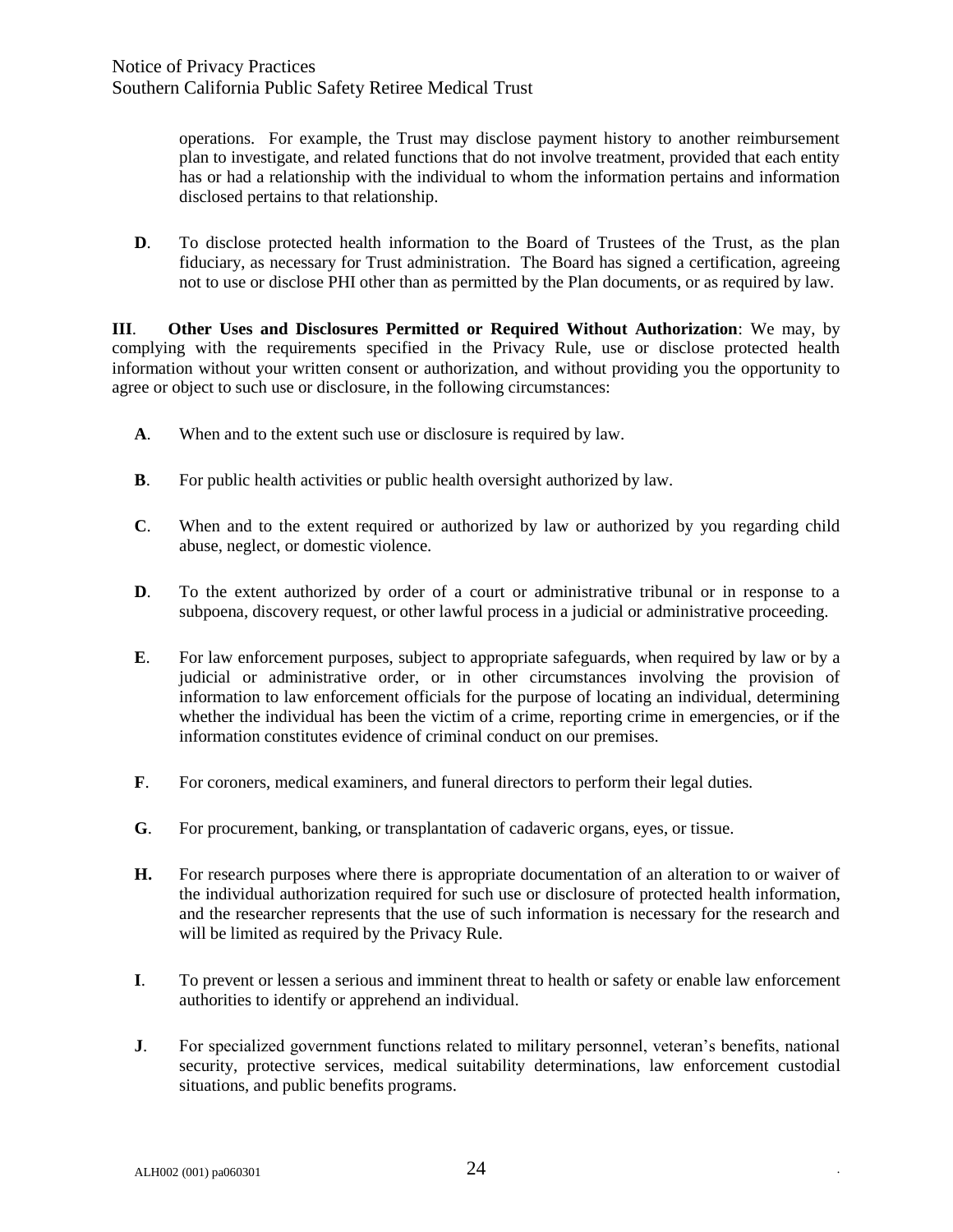operations. For example, the Trust may disclose payment history to another reimbursement plan to investigate, and related functions that do not involve treatment, provided that each entity has or had a relationship with the individual to whom the information pertains and information disclosed pertains to that relationship.

**D**. To disclose protected health information to the Board of Trustees of the Trust, as the plan fiduciary, as necessary for Trust administration. The Board has signed a certification, agreeing not to use or disclose PHI other than as permitted by the Plan documents, or as required by law.

**III**. **Other Uses and Disclosures Permitted or Required Without Authorization**: We may, by complying with the requirements specified in the Privacy Rule, use or disclose protected health information without your written consent or authorization, and without providing you the opportunity to agree or object to such use or disclosure, in the following circumstances:

**A**. When and to the extent such use or disclosure is required by law.

**B**. For public health activities or public health oversight authorized by law.

**C**. When and to the extent required or authorized by law or authorized by you regarding child abuse, neglect, or domestic violence.

**D**. To the extent authorized by order of a court or administrative tribunal or in response to a subpoena, discovery request, or other lawful process in a judicial or administrative proceeding.

**E**. For law enforcement purposes, subject to appropriate safeguards, when required by law or by a judicial or administrative order, or in other circumstances involving the provision of information to law enforcement officials for the purpose of locating an individual, determining whether the individual has been the victim of a crime, reporting crime in emergencies, or if the information constitutes evidence of criminal conduct on our premises.

**F**. For coroners, medical examiners, and funeral directors to perform their legal duties.

**G**. For procurement, banking, or transplantation of cadaveric organs, eyes, or tissue.

**H.** For research purposes where there is appropriate documentation of an alteration to or waiver of the individual authorization required for such use or disclosure of protected health information, and the researcher represents that the use of such information is necessary for the research and will be limited as required by the Privacy Rule.

**I**. To prevent or lessen a serious and imminent threat to health or safety or enable law enforcement authorities to identify or apprehend an individual.

**J**. For specialized government functions related to military personnel, veteran's benefits, national security, protective services, medical suitability determinations, law enforcement custodial situations, and public benefits programs.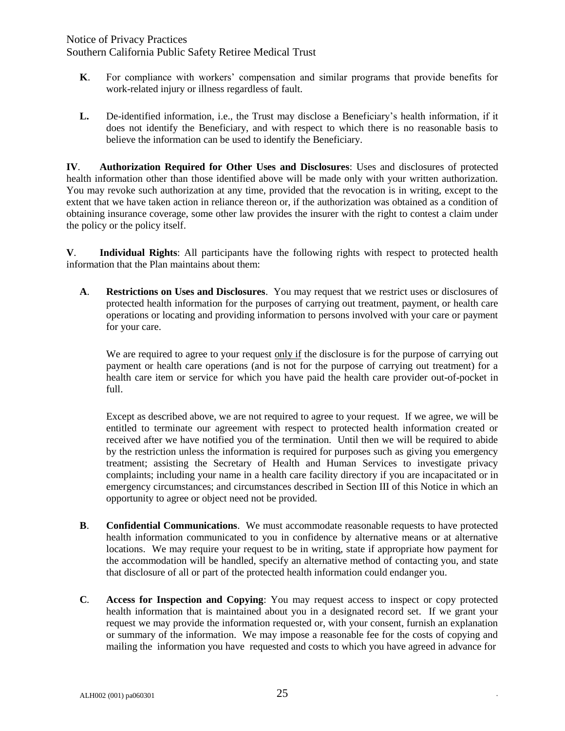**K**. For compliance with workers' compensation and similar programs that provide benefits for work-related injury or illness regardless of fault.

**L.** De-identified information, i.e., the Trust may disclose a Beneficiary's health information, if it does not identify the Beneficiary, and with respect to which there is no reasonable basis to believe the information can be used to identify the Beneficiary.

**IV**. **Authorization Required for Other Uses and Disclosures**: Uses and disclosures of protected health information other than those identified above will be made only with your written authorization. You may revoke such authorization at any time, provided that the revocation is in writing, except to the extent that we have taken action in reliance thereon or, if the authorization was obtained as a condition of obtaining insurance coverage, some other law provides the insurer with the right to contest a claim under the policy or the policy itself.

**V**. **Individual Rights**: All participants have the following rights with respect to protected health information that the Plan maintains about them:

**A**. **Restrictions on Uses and Disclosures**. You may request that we restrict uses or disclosures of protected health information for the purposes of carrying out treatment, payment, or health care operations or locating and providing information to persons involved with your care or payment for your care.

We are required to agree to your request <u>only if</u> the disclosure is for the purpose of carrying out payment or health care operations (and is not for the purpose of carrying out treatment) for a health care item or service for which you have paid the health care provider out-of-pocket in full.

Except as described above, we are not required to agree to your request. If we agree, we will be entitled to terminate our agreement with respect to protected health information created or received after we have notified you of the termination. Until then we will be required to abide by the restriction unless the information is required for purposes such as giving you emergency treatment; assisting the Secretary of Health and Human Services to investigate privacy complaints; including your name in a health care facility directory if you are incapacitated or in emergency circumstances; and circumstances described in Section III of this Notice in which an opportunity to agree or object need not be provided.

**B**. **Confidential Communications**. We must accommodate reasonable requests to have protected health information communicated to you in confidence by alternative means or at alternative locations. We may require your request to be in writing, state if appropriate how payment for the accommodation will be handled, specify an alternative method of contacting you, and state that disclosure of all or part of the protected health information could endanger you.

**C**. **Access for Inspection and Copying**: You may request access to inspect or copy protected health information that is maintained about you in a designated record set. If we grant your request we may provide the information requested or, with your consent, furnish an explanation or summary of the information. We may impose a reasonable fee for the costs of copying and mailing the information you have requested and costs to which you have agreed in advance for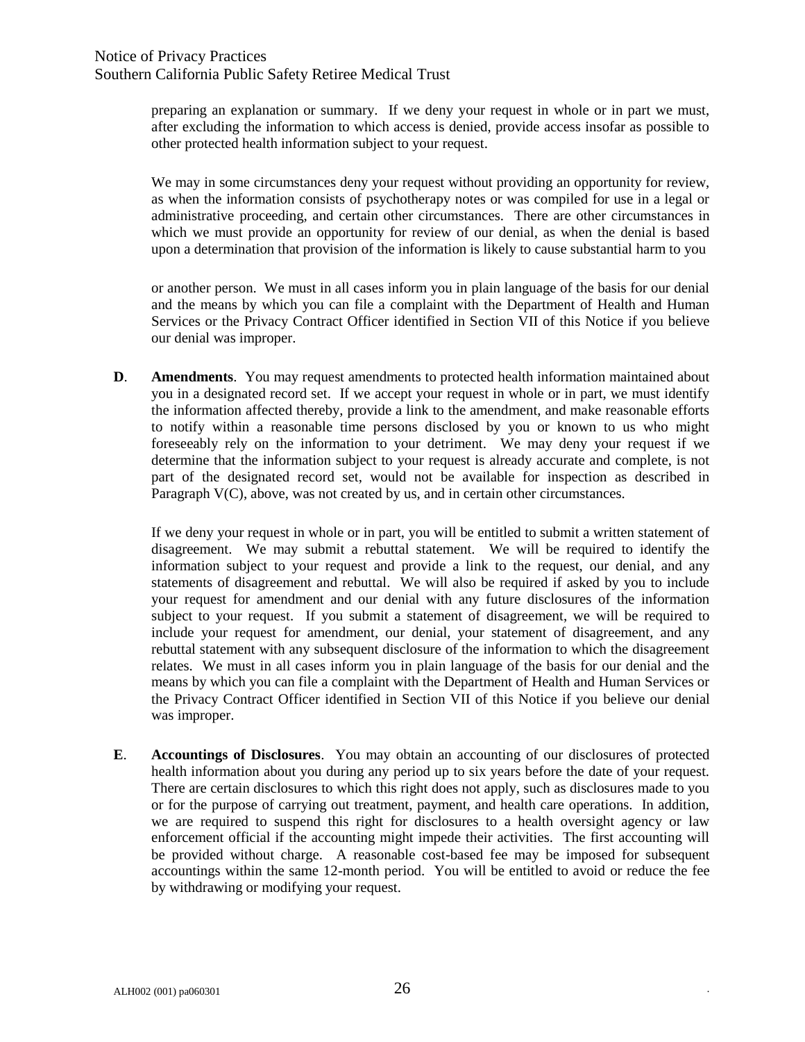preparing an explanation or summary. If we deny your request in whole or in part we must, after excluding the information to which access is denied, provide access insofar as possible to other protected health information subject to your request.

We may in some circumstances deny your request without providing an opportunity for review, as when the information consists of psychotherapy notes or was compiled for use in a legal or administrative proceeding, and certain other circumstances. There are other circumstances in which we must provide an opportunity for review of our denial, as when the denial is based upon a determination that provision of the information is likely to cause substantial harm to you or another person. We must in all cases inform you in plain language of the basis for our denial and the means by which you can file a complaint with the Department of Health and Human Services or the Privacy Contract Officer identified in Section VII of this Notice if you believe our denial was improper.

**D**. **Amendments**. You may request amendments to protected health information maintained about you in a designated record set. If we accept your request in whole or in part, we must identify the information affected thereby, provide a link to the amendment, and make reasonable efforts to notify within a reasonable time persons disclosed by you or known to us who might foreseeably rely on the information to your detriment. We may deny your request if we determine that the information subject to your request is already accurate and complete, is not part of the designated record set, would not be available for inspection as described in Paragraph V(C), above, was not created by us, and in certain other circumstances.

If we deny your request in whole or in part, you will be entitled to submit a written statement of disagreement. We may submit a rebuttal statement. We will be required to identify the information subject to your request and provide a link to the request, our denial, and any statements of disagreement and rebuttal. We will also be required if asked by you to include your request for amendment and our denial with any future disclosures of the information subject to your request. If you submit a statement of disagreement, we will be required to include your request for amendment, our denial, your statement of disagreement, and any rebuttal statement with any subsequent disclosure of the information to which the disagreement relates. We must in all cases inform you in plain language of the basis for our denial and the means by which you can file a complaint with the Department of Health and Human Services or the Privacy Contract Officer identified in Section VII of this Notice if you believe our denial was improper.

**E**. **Accountings of Disclosures**. You may obtain an accounting of our disclosures of protected health information about you during any period up to six years before the date of your request. There are certain disclosures to which this right does not apply, such as disclosures made to you or for the purpose of carrying out treatment, payment, and health care operations. In addition, we are required to suspend this right for disclosures to a health oversight agency or law enforcement official if the accounting might impede their activities. The first accounting will be provided without charge. A reasonable cost-based fee may be imposed for subsequent accountings within the same 12-month period. You will be entitled to avoid or reduce the fee by withdrawing or modifying your request.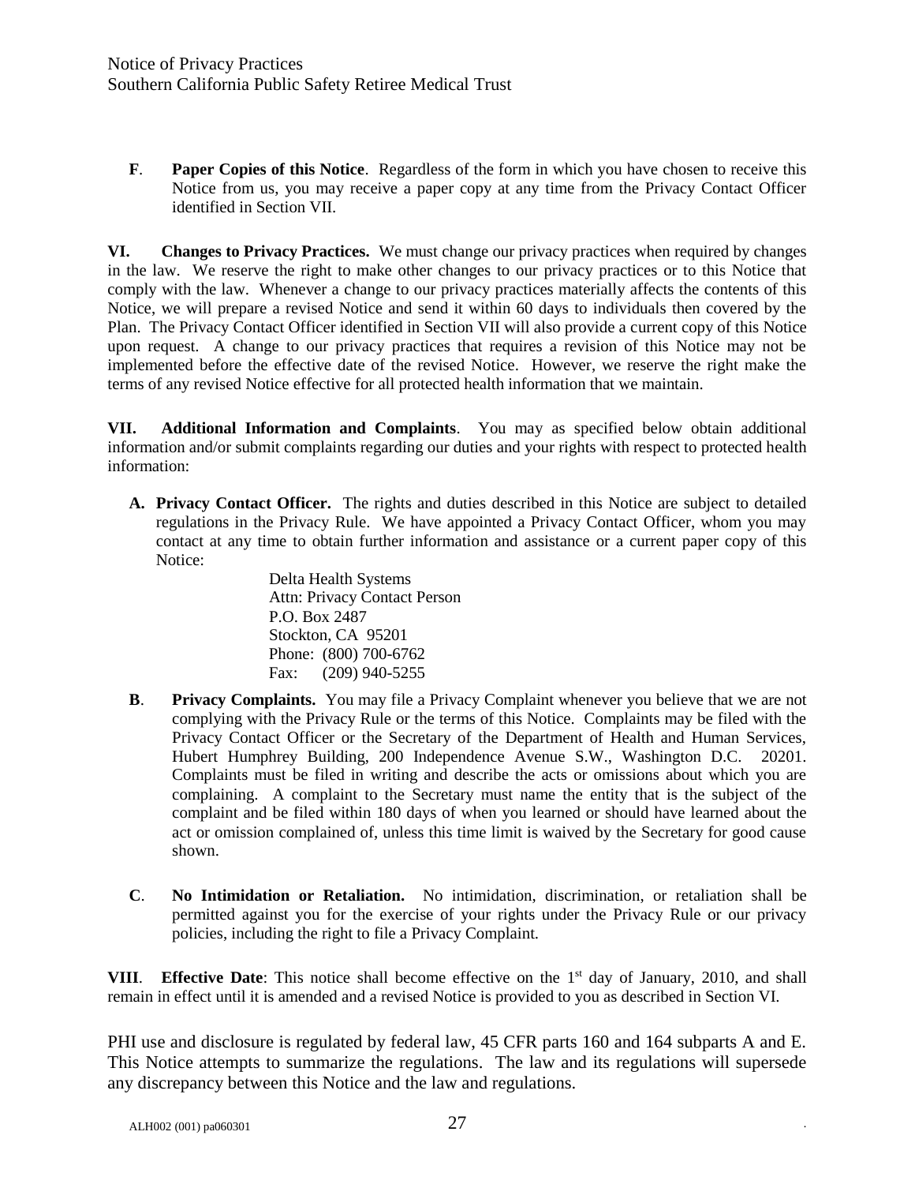**F**. **Paper Copies of this Notice**. Regardless of the form in which you have chosen to receive this Notice from us, you may receive a paper copy at any time from the Privacy Contact Officer identified in Section VII.

**VI. Changes to Privacy Practices.** We must change our privacy practices when required by changes in the law. We reserve the right to make other changes to our privacy practices or to this Notice that comply with the law. Whenever a change to our privacy practices materially affects the contents of this Notice, we will prepare a revised Notice and send it within 60 days to individuals then covered by the Plan. The Privacy Contact Officer identified in Section VII will also provide a current copy of this Notice upon request. A change to our privacy practices that requires a revision of this Notice may not be implemented before the effective date of the revised Notice. However, we reserve the right make the terms of any revised Notice effective for all protected health information that we maintain.

**VII. Additional Information and Complaints**. You may as specified below obtain additional information and/or submit complaints regarding our duties and your rights with respect to protected health information:

**A. Privacy Contact Officer.** The rights and duties described in this Notice are subject to detailed regulations in the Privacy Rule. We have appointed a Privacy Contact Officer, whom you may contact at any time to obtain further information and assistance or a current paper copy of this Notice:

Delta Health Systems
Attn: Privacy Contact Person
P.O. Box 2487
Stockton, CA 95201
Phone: (800) 700-6762
Fax: (209) 940-5255

**B**. **Privacy Complaints.** You may file a Privacy Complaint whenever you believe that we are not complying with the Privacy Rule or the terms of this Notice. Complaints may be filed with the Privacy Contact Officer or the Secretary of the Department of Health and Human Services, Hubert Humphrey Building, 200 Independence Avenue S.W., Washington D.C. 20201. Complaints must be filed in writing and describe the acts or omissions about which you are complaining. A complaint to the Secretary must name the entity that is the subject of the complaint and be filed within 180 days of when you learned or should have learned about the act or omission complained of, unless this time limit is waived by the Secretary for good cause shown.

**C**. **No Intimidation or Retaliation.** No intimidation, discrimination, or retaliation shall be permitted against you for the exercise of your rights under the Privacy Rule or our privacy policies, including the right to file a Privacy Complaint.

**VIII**. **Effective Date**: This notice shall become effective on the 1st day of January, 2010, and shall remain in effect until it is amended and a revised Notice is provided to you as described in Section VI.

PHI use and disclosure is regulated by federal law, 45 CFR parts 160 and 164 subparts A and E. This Notice attempts to summarize the regulations. The law and its regulations will supersede any discrepancy between this Notice and the law and regulations.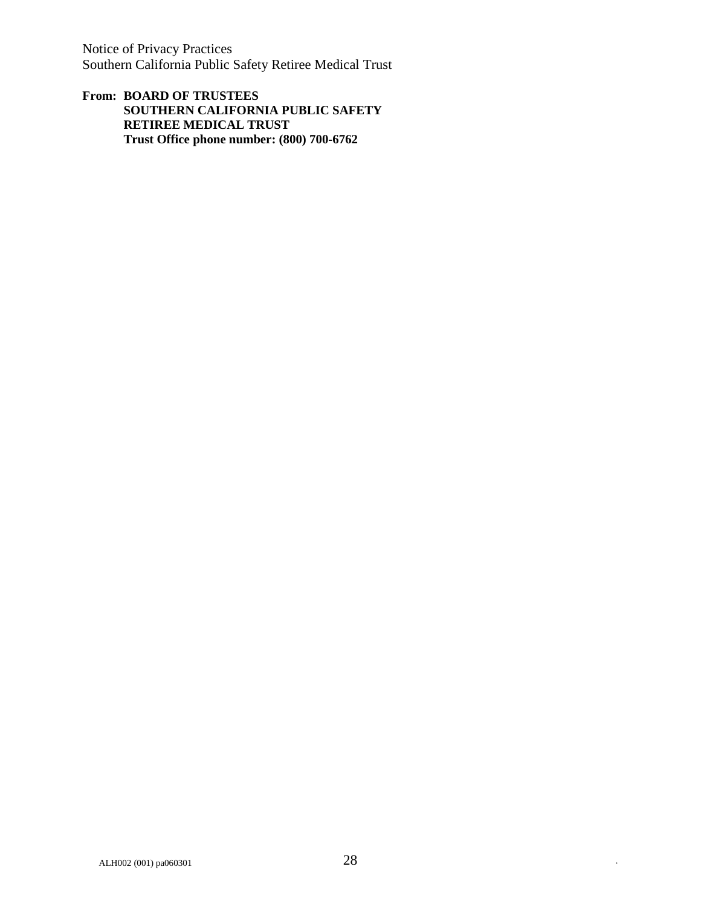Notice of Privacy Practices
Southern California Public Safety Retiree Medical Trust

**From: BOARD OF TRUSTEES**
**SOUTHERN CALIFORNIA PUBLIC SAFETY**
**RETIREE MEDICAL TRUST**
**Trust Office phone number: (800) 700-6762**